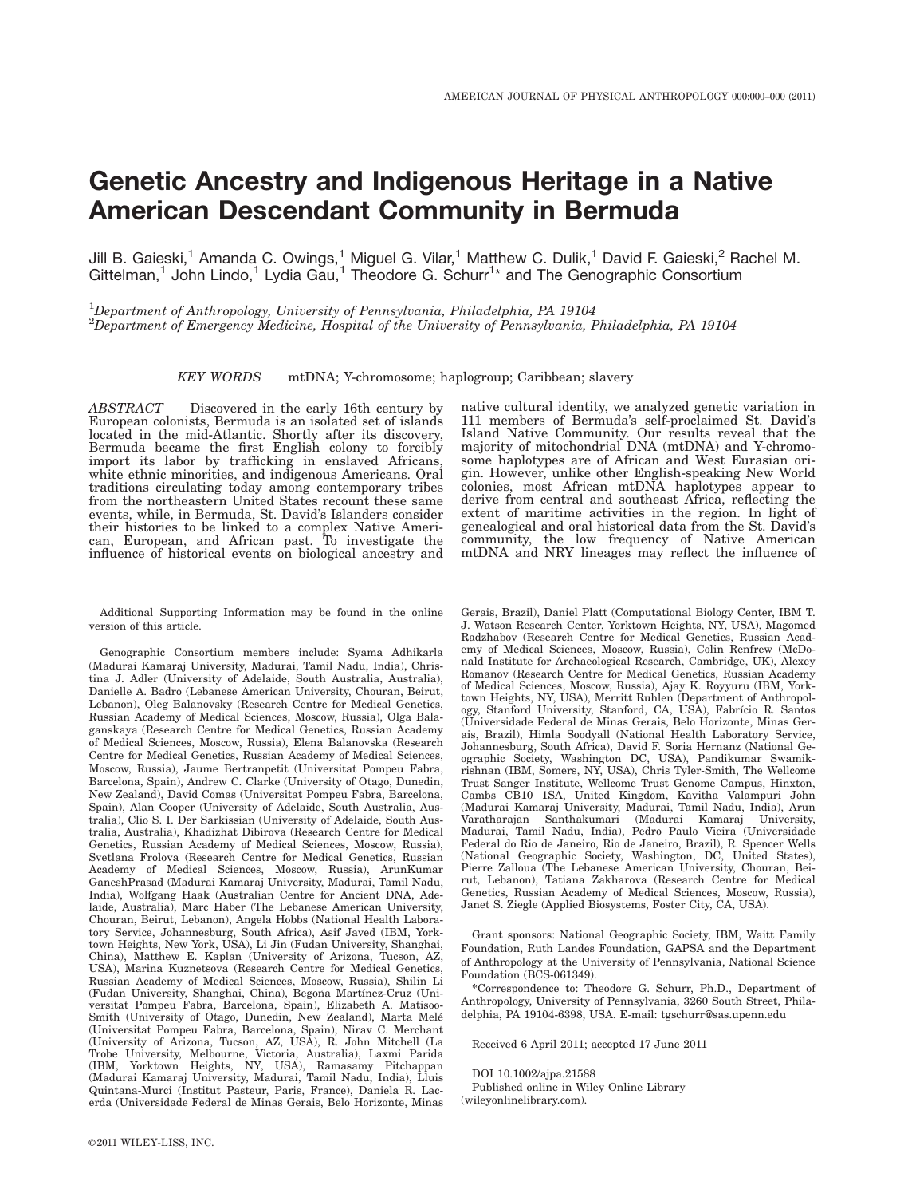# Genetic Ancestry and Indigenous Heritage in a Native American Descendant Community in Bermuda

Jill B. Gaieski,[1] Amanda C. Owings,[1] Miguel G. Vilar,[1] Matthew C. Dulik,[1] David F. Gaieski,[2] Rachel M. Gittelman,[1] John Lindo,[1] Lydia Gau,[1] Theodore G. Schurr[1]* and The Genographic Consortium

[1]*Department of Anthropology, University of Pennsylvania, Philadelphia, PA 19104*
[2]*Department of Emergency Medicine, Hospital of the University of Pennsylvania, Philadelphia, PA 19104*

*KEY WORDS* mtDNA; Y-chromosome; haplogroup; Caribbean; slavery

*ABSTRACT* Discovered in the early 16th century by European colonists, Bermuda is an isolated set of islands located in the mid-Atlantic. Shortly after its discovery, Bermuda became the first English colony to forcibly import its labor by trafficking in enslaved Africans, white ethnic minorities, and indigenous Americans. Oral traditions circulating today among contemporary tribes from the northeastern United States recount these same events, while, in Bermuda, St. David's Islanders consider their histories to be linked to a complex Native American, European, and African past. To investigate the influence of historical events on biological ancestry and native cultural identity, we analyzed genetic variation in 111 members of Bermuda's self-proclaimed St. David's Island Native Community. Our results reveal that the majority of mitochondrial DNA (mtDNA) and Y-chromosome haplotypes are of African and West Eurasian origin. However, unlike other English-speaking New World colonies, most African mtDNA haplotypes appear to derive from central and southeast Africa, reflecting the extent of maritime activities in the region. In light of genealogical and oral historical data from the St. David's community, the low frequency of Native American mtDNA and NRY lineages may reflect the influence of

Additional Supporting Information may be found in the online version of this article.

Genographic Consortium members include: Syama Adhikarla (Madurai Kamaraj University, Madurai, Tamil Nadu, India), Christina J. Adler (University of Adelaide, South Australia, Australia), Danielle A. Badro (Lebanese American University, Chouran, Beirut, Lebanon), Oleg Balanovsky (Research Centre for Medical Genetics, Russian Academy of Medical Sciences, Moscow, Russia), Olga Balaganskaya (Research Centre for Medical Genetics, Russian Academy of Medical Sciences, Moscow, Russia), Elena Balanovska (Research Centre for Medical Genetics, Russian Academy of Medical Sciences, Moscow, Russia), Jaume Bertranpetit (Universitat Pompeu Fabra, Barcelona, Spain), Andrew C. Clarke (University of Otago, Dunedin, New Zealand), David Comas (Universitat Pompeu Fabra, Barcelona, Spain), Alan Cooper (University of Adelaide, South Australia, Australia), Clio S. I. Der Sarkissian (University of Adelaide, South Australia, Australia), Khadizhat Dibirova (Research Centre for Medical Genetics, Russian Academy of Medical Sciences, Moscow, Russia), Svetlana Frolova (Research Centre for Medical Genetics, Russian Academy of Medical Sciences, Moscow, Russia), ArunKumar GaneshPrasad (Madurai Kamaraj University, Madurai, Tamil Nadu, India), Wolfgang Haak (Australian Centre for Ancient DNA, Adelaide, Australia), Marc Haber (The Lebanese American University, Chouran, Beirut, Lebanon), Angela Hobbs (National Health Laboratory Service, Johannesburg, South Africa), Asif Javed (IBM, Yorktown Heights, New York, USA), Li Jin (Fudan University, Shanghai, China), Matthew E. Kaplan (University of Arizona, Tucson, AZ, USA), Marina Kuznetsova (Research Centre for Medical Genetics, Russian Academy of Medical Sciences, Moscow, Russia), Shilin Li (Fudan University, Shanghai, China), Begoña Martínez-Cruz (Universitat Pompeu Fabra, Barcelona, Spain), Elizabeth A. Matisoo-Smith (University of Otago, Dunedin, New Zealand), Marta Melé (Universitat Pompeu Fabra, Barcelona, Spain), Nirav C. Merchant (University of Arizona, Tucson, AZ, USA), R. John Mitchell (La Trobe University, Melbourne, Victoria, Australia), Laxmi Parida (IBM, Yorktown Heights, NY, USA), Ramasamy Pitchappan (Madurai Kamaraj University, Madurai, Tamil Nadu, India), Lluis Quintana-Murci (Institut Pasteur, Paris, France), Daniela R. Lacerda (Universidade Federal de Minas Gerais, Belo Horizonte, Minas Gerais, Brazil), Daniel Platt (Computational Biology Center, IBM T. J. Watson Research Center, Yorktown Heights, NY, USA), Magomed Radzhabov (Research Centre for Medical Genetics, Russian Academy of Medical Sciences, Moscow, Russia), Colin Renfrew (McDonald Institute for Archaeological Research, Cambridge, UK), Alexey Romanov (Research Centre for Medical Genetics, Russian Academy of Medical Sciences, Moscow, Russia), Ajay K. Royyuru (IBM, Yorktown Heights, NY, USA), Merritt Ruhlen (Department of Anthropology, Stanford University, Stanford, CA, USA), Fabrício R. Santos (Universidade Federal de Minas Gerais, Belo Horizonte, Minas Gerais, Brazil), Himla Soodyall (National Health Laboratory Service, Johannesburg, South Africa), David F. Soria Hernanz (National Geographic Society, Washington DC, USA), Pandikumar Swamikrishnan (IBM, Somers, NY, USA), Chris Tyler-Smith, The Wellcome Trust Sanger Institute, Wellcome Trust Genome Campus, Hinxton, Cambs CB10 1SA, United Kingdom, Kavitha Valampuri John (Madurai Kamaraj University, Madurai, Tamil Nadu, India), Arun Varatharajan Santhakumari (Madurai Kamaraj University, Madurai, Tamil Nadu, India), Pedro Paulo Vieira (Universidade Federal do Rio de Janeiro, Rio de Janeiro, Brazil), R. Spencer Wells (National Geographic Society, Washington, DC, United States), Pierre Zalloua (The Lebanese American University, Chouran, Beirut, Lebanon), Tatiana Zakharova (Research Centre for Medical Genetics, Russian Academy of Medical Sciences, Moscow, Russia), Janet S. Ziegle (Applied Biosystems, Foster City, CA, USA).

Grant sponsors: National Geographic Society, IBM, Waitt Family Foundation, Ruth Landes Foundation, GAPSA and the Department of Anthropology at the University of Pennsylvania, National Science Foundation (BCS-061349).

*Correspondence to: Theodore G. Schurr, Ph.D., Department of Anthropology, University of Pennsylvania, 3260 South Street, Philadelphia, PA 19104-6398, USA. E-mail: tgschurr@sas.upenn.edu

Received 6 April 2011; accepted 17 June 2011

DOI 10.1002/ajpa.21588
Published online in Wiley Online Library (wileyonlinelibrary.com).

©2011 WILEY-LISS, INC.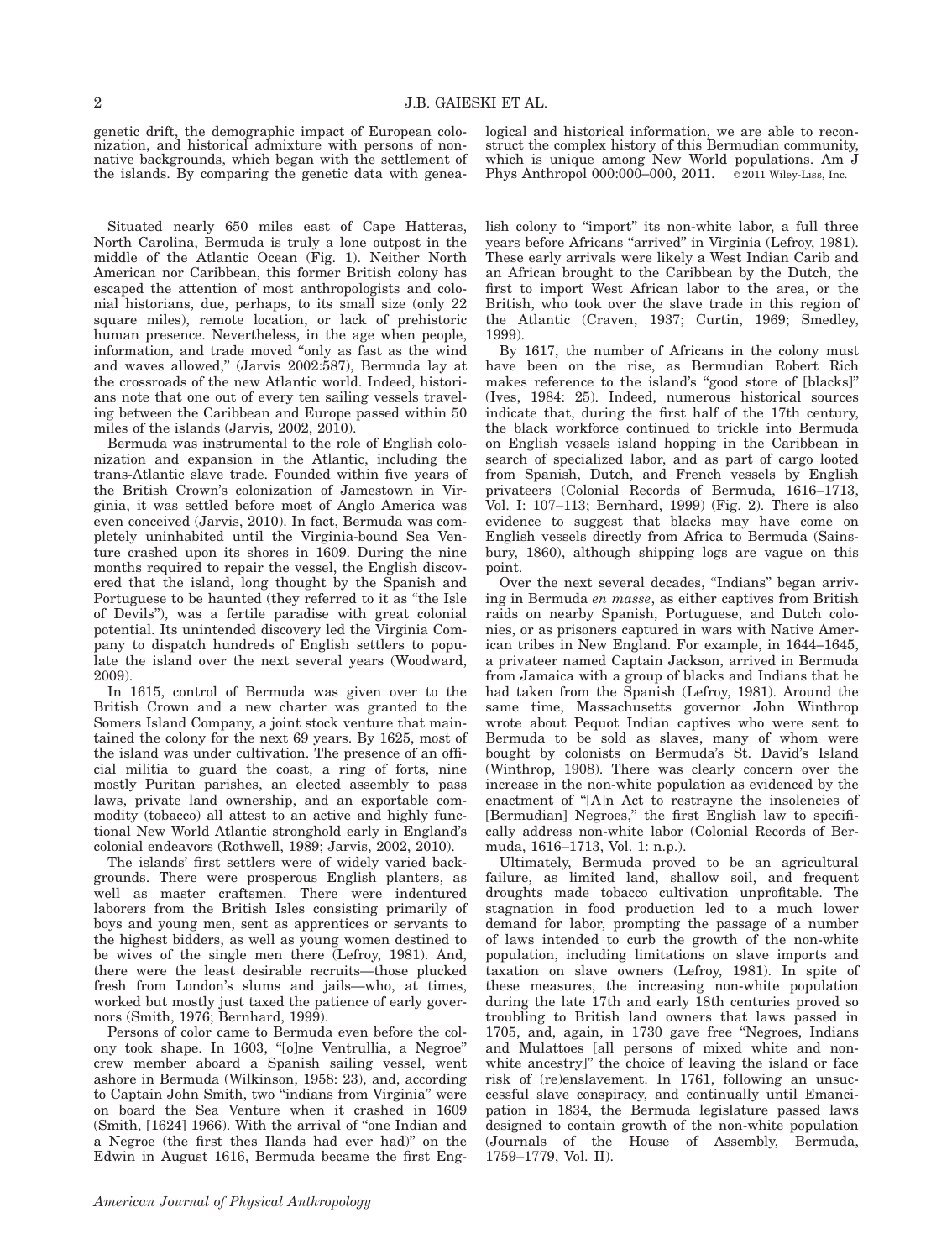genetic drift, the demographic impact of European colonization, and historical admixture with persons of nonnative backgrounds, which began with the settlement of the islands. By comparing the genetic data with genealogical and historical information, we are able to reconstruct the complex history of this Bermudian community, which is unique among New World populations. Am J Phys Anthropol 000:000–000, 2011. © 2011 Wiley-Liss, Inc.

Situated nearly 650 miles east of Cape Hatteras, North Carolina, Bermuda is truly a lone outpost in the middle of the Atlantic Ocean (Fig. 1). Neither North American nor Caribbean, this former British colony has escaped the attention of most anthropologists and colonial historians, due, perhaps, to its small size (only 22 square miles), remote location, or lack of prehistoric human presence. Nevertheless, in the age when people, information, and trade moved "only as fast as the wind and waves allowed," (Jarvis 2002:587), Bermuda lay at the crossroads of the new Atlantic world. Indeed, historians note that one out of every ten sailing vessels traveling between the Caribbean and Europe passed within 50 miles of the islands (Jarvis, 2002, 2010).

Bermuda was instrumental to the role of English colonization and expansion in the Atlantic, including the trans-Atlantic slave trade. Founded within five years of the British Crown's colonization of Jamestown in Virginia, it was settled before most of Anglo America was even conceived (Jarvis, 2010). In fact, Bermuda was completely uninhabited until the Virginia-bound Sea Venture crashed upon its shores in 1609. During the nine months required to repair the vessel, the English discovered that the island, long thought by the Spanish and Portuguese to be haunted (they referred to it as "the Isle of Devils"), was a fertile paradise with great colonial potential. Its unintended discovery led the Virginia Company to dispatch hundreds of English settlers to populate the island over the next several years (Woodward, 2009).

In 1615, control of Bermuda was given over to the British Crown and a new charter was granted to the Somers Island Company, a joint stock venture that maintained the colony for the next 69 years. By 1625, most of the island was under cultivation. The presence of an official militia to guard the coast, a ring of forts, nine mostly Puritan parishes, an elected assembly to pass laws, private land ownership, and an exportable commodity (tobacco) all attest to an active and highly functional New World Atlantic stronghold early in England's colonial endeavors (Rothwell, 1989; Jarvis, 2002, 2010).

The islands' first settlers were of widely varied backgrounds. There were prosperous English planters, as well as master craftsmen. There were indentured laborers from the British Isles consisting primarily of boys and young men, sent as apprentices or servants to the highest bidders, as well as young women destined to be wives of the single men there (Lefroy, 1981). And, there were the least desirable recruits—those plucked fresh from London's slums and jails—who, at times, worked but mostly just taxed the patience of early governors (Smith, 1976; Bernhard, 1999).

Persons of color came to Bermuda even before the colony took shape. In 1603, "[o]ne Ventrullia, a Negroe" crew member aboard a Spanish sailing vessel, went ashore in Bermuda (Wilkinson, 1958: 23), and, according to Captain John Smith, two "indians from Virginia" were on board the Sea Venture when it crashed in 1609 (Smith, [1624] 1966). With the arrival of "one Indian and a Negroe (the first thes Ilands had ever had)" on the Edwin in August 1616, Bermuda became the first English colony to "import" its non-white labor, a full three years before Africans "arrived" in Virginia (Lefroy, 1981). These early arrivals were likely a West Indian Carib and an African brought to the Caribbean by the Dutch, the first to import West African labor to the area, or the British, who took over the slave trade in this region of the Atlantic (Craven, 1937; Curtin, 1969; Smedley, 1999).

By 1617, the number of Africans in the colony must have been on the rise, as Bermudian Robert Rich makes reference to the island's "good store of [blacks]" (Ives, 1984: 25). Indeed, numerous historical sources indicate that, during the first half of the 17th century, the black workforce continued to trickle into Bermuda on English vessels island hopping in the Caribbean in search of specialized labor, and as part of cargo looted from Spanish, Dutch, and French vessels by English privateers (Colonial Records of Bermuda, 1616–1713, Vol. I: 107–113; Bernhard, 1999) (Fig. 2). There is also evidence to suggest that blacks may have come on English vessels directly from Africa to Bermuda (Sainsbury, 1860), although shipping logs are vague on this point.

Over the next several decades, "Indians" began arriving in Bermuda *en masse*, as either captives from British raids on nearby Spanish, Portuguese, and Dutch colonies, or as prisoners captured in wars with Native American tribes in New England. For example, in 1644–1645, a privateer named Captain Jackson, arrived in Bermuda from Jamaica with a group of blacks and Indians that he had taken from the Spanish (Lefroy, 1981). Around the same time, Massachusetts governor John Winthrop wrote about Pequot Indian captives who were sent to Bermuda to be sold as slaves, many of whom were bought by colonists on Bermuda's St. David's Island (Winthrop, 1908). There was clearly concern over the increase in the non-white population as evidenced by the enactment of "[A]n Act to restrayne the insolencies of [Bermudian] Negroes," the first English law to specifically address non-white labor (Colonial Records of Bermuda, 1616–1713, Vol. 1: n.p.).

Ultimately, Bermuda proved to be an agricultural failure, as limited land, shallow soil, and frequent droughts made tobacco cultivation unprofitable. The stagnation in food production led to a much lower demand for labor, prompting the passage of a number of laws intended to curb the growth of the non-white population, including limitations on slave imports and taxation on slave owners (Lefroy, 1981). In spite of these measures, the increasing non-white population during the late 17th and early 18th centuries proved so troubling to British land owners that laws passed in 1705, and, again, in 1730 gave free "Negroes, Indians and Mulattoes [all persons of mixed white and non-white ancestry]" the choice of leaving the island or face risk of (re)enslavement. In 1761, following an unsuccessful slave conspiracy, and continually until Emancipation in 1834, the Bermuda legislature passed laws designed to contain growth of the non-white population (Journals of the House of Assembly, Bermuda, 1759–1779, Vol. II).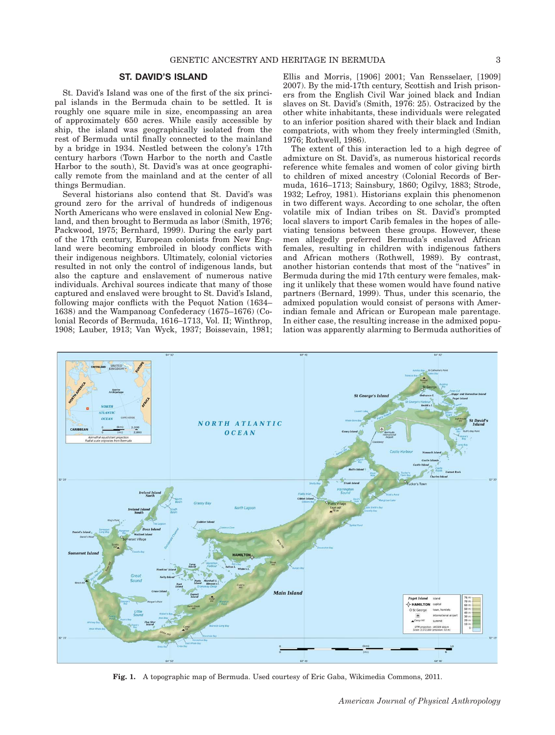## ST. DAVID'S ISLAND

St. David's Island was one of the first of the six principal islands in the Bermuda chain to be settled. It is roughly one square mile in size, encompassing an area of approximately 650 acres. While easily accessible by ship, the island was geographically isolated from the rest of Bermuda until finally connected to the mainland by a bridge in 1934. Nestled between the colony's 17th century harbors (Town Harbor to the north and Castle Harbor to the south), St. David's was at once geographically remote from the mainland and at the center of all things Bermudian.

Several historians also contend that St. David's was ground zero for the arrival of hundreds of indigenous North Americans who were enslaved in colonial New England, and then brought to Bermuda as labor (Smith, 1976; Packwood, 1975; Bernhard, 1999). During the early part of the 17th century, European colonists from New England were becoming embroiled in bloody conflicts with their indigenous neighbors. Ultimately, colonial victories resulted in not only the control of indigenous lands, but also the capture and enslavement of numerous native individuals. Archival sources indicate that many of those captured and enslaved were brought to St. David's Island, following major conflicts with the Pequot Nation (1634–1638) and the Wampanoag Confederacy (1675–1676) (Colonial Records of Bermuda, 1616–1713, Vol. II; Winthrop, 1908; Lauber, 1913; Van Wyck, 1937; Boissevain, 1981; Ellis and Morris, [1906] 2001; Van Rensselaer, [1909] 2007). By the mid-17th century, Scottish and Irish prisoners from the English Civil War joined black and Indian slaves on St. David's (Smith, 1976: 25). Ostracized by the other white inhabitants, these individuals were relegated to an inferior position shared with their black and Indian compatriots, with whom they freely intermingled (Smith, 1976; Rothwell, 1986).

The extent of this interaction led to a high degree of admixture on St. David's, as numerous historical records reference white females and women of color giving birth to children of mixed ancestry (Colonial Records of Bermuda, 1616–1713; Sainsbury, 1860; Ogilvy, 1883; Strode, 1932; Lefroy, 1981). Historians explain this phenomenon in two different ways. According to one scholar, the often volatile mix of Indian tribes on St. David's prompted local slavers to import Carib females in the hopes of alleviating tensions between these groups. However, these men allegedly preferred Bermuda's enslaved African females, resulting in children with indigenous fathers and African mothers (Rothwell, 1989). By contrast, another historian contends that most of the "natives" in Bermuda during the mid 17th century were females, making it unlikely that these women would have found native partners (Bernard, 1999). Thus, under this scenario, the admixed population would consist of persons with Amerindian female and African or European male parentage. In either case, the resulting increase in the admixed population was apparently alarming to Bermuda authorities of

**Fig. 1.** A topographic map of Bermuda. Used courtesy of Eric Gaba, Wikimedia Commons, 2011.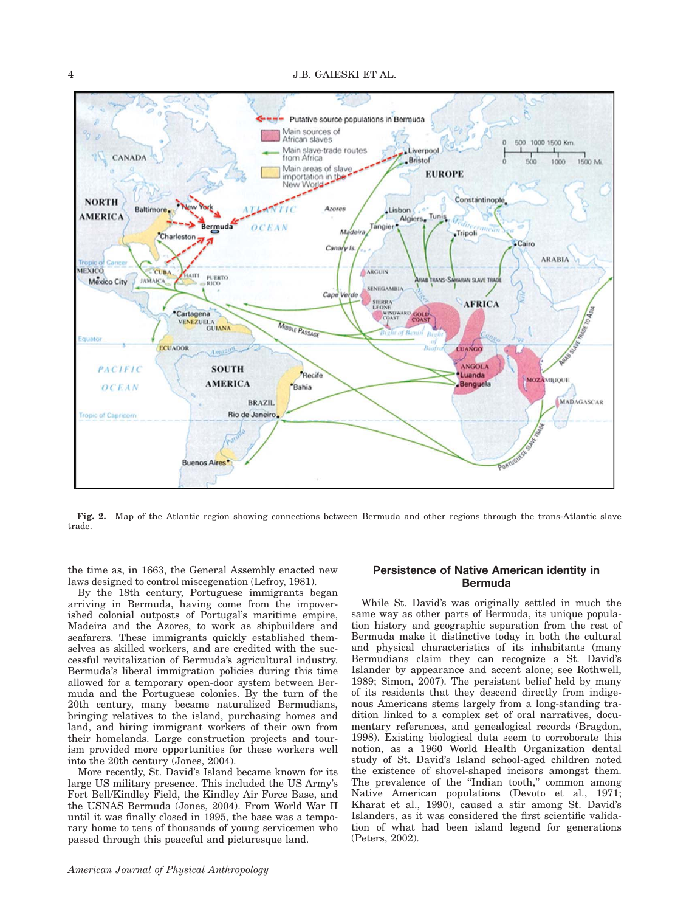**Fig. 2.** Map of the Atlantic region showing connections between Bermuda and other regions through the trans-Atlantic slave trade.

the time as, in 1663, the General Assembly enacted new laws designed to control miscegenation (Lefroy, 1981).

By the 18th century, Portuguese immigrants began arriving in Bermuda, having come from the impoverished colonial outposts of Portugal's maritime empire, Madeira and the Azores, to work as shipbuilders and seafarers. These immigrants quickly established themselves as skilled workers, and are credited with the successful revitalization of Bermuda's agricultural industry. Bermuda's liberal immigration policies during this time allowed for a temporary open-door system between Bermuda and the Portuguese colonies. By the turn of the 20th century, many became naturalized Bermudians, bringing relatives to the island, purchasing homes and land, and hiring immigrant workers of their own from their homelands. Large construction projects and tourism provided more opportunities for these workers well into the 20th century (Jones, 2004).

More recently, St. David's Island became known for its large US military presence. This included the US Army's Fort Bell/Kindley Field, the Kindley Air Force Base, and the USNAS Bermuda (Jones, 2004). From World War II until it was finally closed in 1995, the base was a temporary home to tens of thousands of young servicemen who passed through this peaceful and picturesque land.

## Persistence of Native American identity in Bermuda

While St. David's was originally settled in much the same way as other parts of Bermuda, its unique population history and geographic separation from the rest of Bermuda make it distinctive today in both the cultural and physical characteristics of its inhabitants (many Bermudians claim they can recognize a St. David's Islander by appearance and accent alone; see Rothwell, 1989; Simon, 2007). The persistent belief held by many of its residents that they descend directly from indigenous Americans stems largely from a long-standing tradition linked to a complex set of oral narratives, documentary references, and genealogical records (Bragdon, 1998). Existing biological data seem to corroborate this notion, as a 1960 World Health Organization dental study of St. David's Island school-aged children noted the existence of shovel-shaped incisors amongst them. The prevalence of the "Indian tooth," common among Native American populations (Devoto et al., 1971; Kharat et al., 1990), caused a stir among St. David's Islanders, as it was considered the first scientific validation of what had been island legend for generations (Peters, 2002).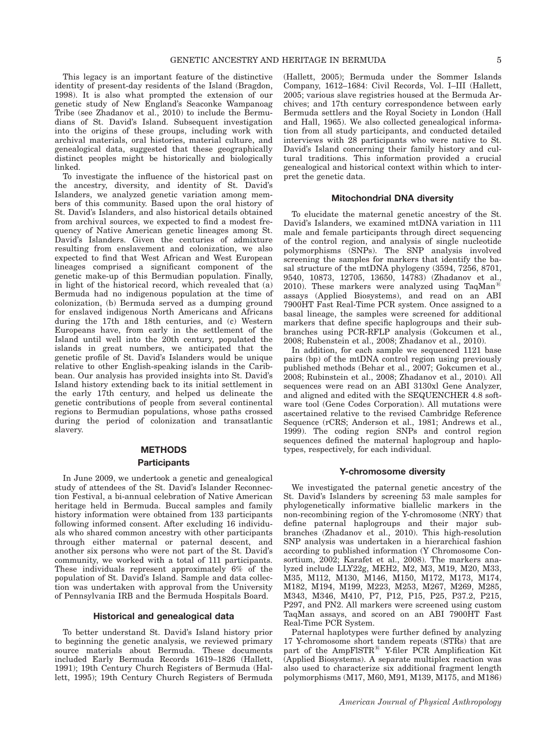This legacy is an important feature of the distinctive identity of present-day residents of the Island (Bragdon, 1998). It is also what prompted the extension of our genetic study of New England's Seaconke Wampanoag Tribe (see Zhadanov et al., 2010) to include the Bermudians of St. David's Island. Subsequent investigation into the origins of these groups, including work with archival materials, oral histories, material culture, and genealogical data, suggested that these geographically distinct peoples might be historically and biologically linked.

To investigate the influence of the historical past on the ancestry, diversity, and identity of St. David's Islanders, we analyzed genetic variation among members of this community. Based upon the oral history of St. David's Islanders, and also historical details obtained from archival sources, we expected to find a modest frequency of Native American genetic lineages among St. David's Islanders. Given the centuries of admixture resulting from enslavement and colonization, we also expected to find that West African and West European lineages comprised a significant component of the genetic make-up of this Bermudian population. Finally, in light of the historical record, which revealed that (a) Bermuda had no indigenous population at the time of colonization, (b) Bermuda served as a dumping ground for enslaved indigenous North Americans and Africans during the 17th and 18th centuries, and (c) Western Europeans have, from early in the settlement of the Island until well into the 20th century, populated the islands in great numbers, we anticipated that the genetic profile of St. David's Islanders would be unique relative to other English-speaking islands in the Caribbean. Our analysis has provided insights into St. David's Island history extending back to its initial settlement in the early 17th century, and helped us delineate the genetic contributions of people from several continental regions to Bermudian populations, whose paths crossed during the period of colonization and transatlantic slavery.

## METHODS

### Participants

In June 2009, we undertook a genetic and genealogical study of attendees of the St. David's Islander Reconnection Festival, a bi-annual celebration of Native American heritage held in Bermuda. Buccal samples and family history information were obtained from 133 participants following informed consent. After excluding 16 individuals who shared common ancestry with other participants through either maternal or paternal descent, and another six persons who were not part of the St. David's community, we worked with a total of 111 participants. These individuals represent approximately 6% of the population of St. David's Island. Sample and data collection was undertaken with approval from the University of Pennsylvania IRB and the Bermuda Hospitals Board.

### Historical and genealogical data

To better understand St. David's Island history prior to beginning the genetic analysis, we reviewed primary source materials about Bermuda. These documents included Early Bermuda Records 1619–1826 (Hallett, 1991); 19th Century Church Registers of Bermuda (Hallett, 1995); 19th Century Church Registers of Bermuda (Hallett, 2005); Bermuda under the Sommer Islands Company, 1612–1684: Civil Records, Vol. I–III (Hallett, 2005; various slave registries housed at the Bermuda Archives; and 17th century correspondence between early Bermuda settlers and the Royal Society in London (Hall and Hall, 1965). We also collected genealogical information from all study participants, and conducted detailed interviews with 28 participants who were native to St. David's Island concerning their family history and cultural traditions. This information provided a crucial genealogical and historical context within which to interpret the genetic data.

### Mitochondrial DNA diversity

To elucidate the maternal genetic ancestry of the St. David's Islanders, we examined mtDNA variation in 111 male and female participants through direct sequencing of the control region, and analysis of single nucleotide polymorphisms (SNPs). The SNP analysis involved screening the samples for markers that identify the basal structure of the mtDNA phylogeny (3594, 7256, 8701, 9540, 10873, 12705, 13650, 14783) (Zhadanov et al., 2010). These markers were analyzed using TaqMan® assays (Applied Biosystems), and read on an ABI 7900HT Fast Real-Time PCR system. Once assigned to a basal lineage, the samples were screened for additional markers that define specific haplogroups and their subbranches using PCR-RFLP analysis (Gokcumen et al., 2008; Rubenstein et al., 2008; Zhadanov et al., 2010).

In addition, for each sample we sequenced 1121 base pairs (bp) of the mtDNA control region using previously published methods (Behar et al., 2007; Gokcumen et al., 2008; Rubinstein et al., 2008; Zhadanov et al., 2010). All sequences were read on an ABI 3130xl Gene Analyzer, and aligned and edited with the SEQUENCHER 4.8 software tool (Gene Codes Corporation). All mutations were ascertained relative to the revised Cambridge Reference Sequence (rCRS; Anderson et al., 1981; Andrews et al., 1999). The coding region SNPs and control region sequences defined the maternal haplogroup and haplotypes, respectively, for each individual.

### Y-chromosome diversity

We investigated the paternal genetic ancestry of the St. David's Islanders by screening 53 male samples for phylogenetically informative biallelic markers in the non-recombining region of the Y-chromosome (NRY) that define paternal haplogroups and their major subbranches (Zhadanov et al., 2010). This high-resolution SNP analysis was undertaken in a hierarchical fashion according to published information (Y Chromosome Consortium, 2002; Karafet et al., 2008). The markers analyzed include LLY22g, MEH2, M2, M3, M19, M20, M33, M35, M112, M130, M146, M150, M172, M173, M174, M182, M194, M199, M223, M253, M267, M269, M285, M343, M346, M410, P7, P12, P15, P25, P37.2, P215, P297, and PN2. All markers were screened using custom TaqMan assays, and scored on an ABI 7900HT Fast Real-Time PCR System.

Paternal haplotypes were further defined by analyzing 17 Y-chromosome short tandem repeats (STRs) that are part of the AmpFlSTR® Y-filer PCR Amplification Kit (Applied Biosystems). A separate multiplex reaction was also used to characterize six additional fragment length polymorphisms (M17, M60, M91, M139, M175, and M186)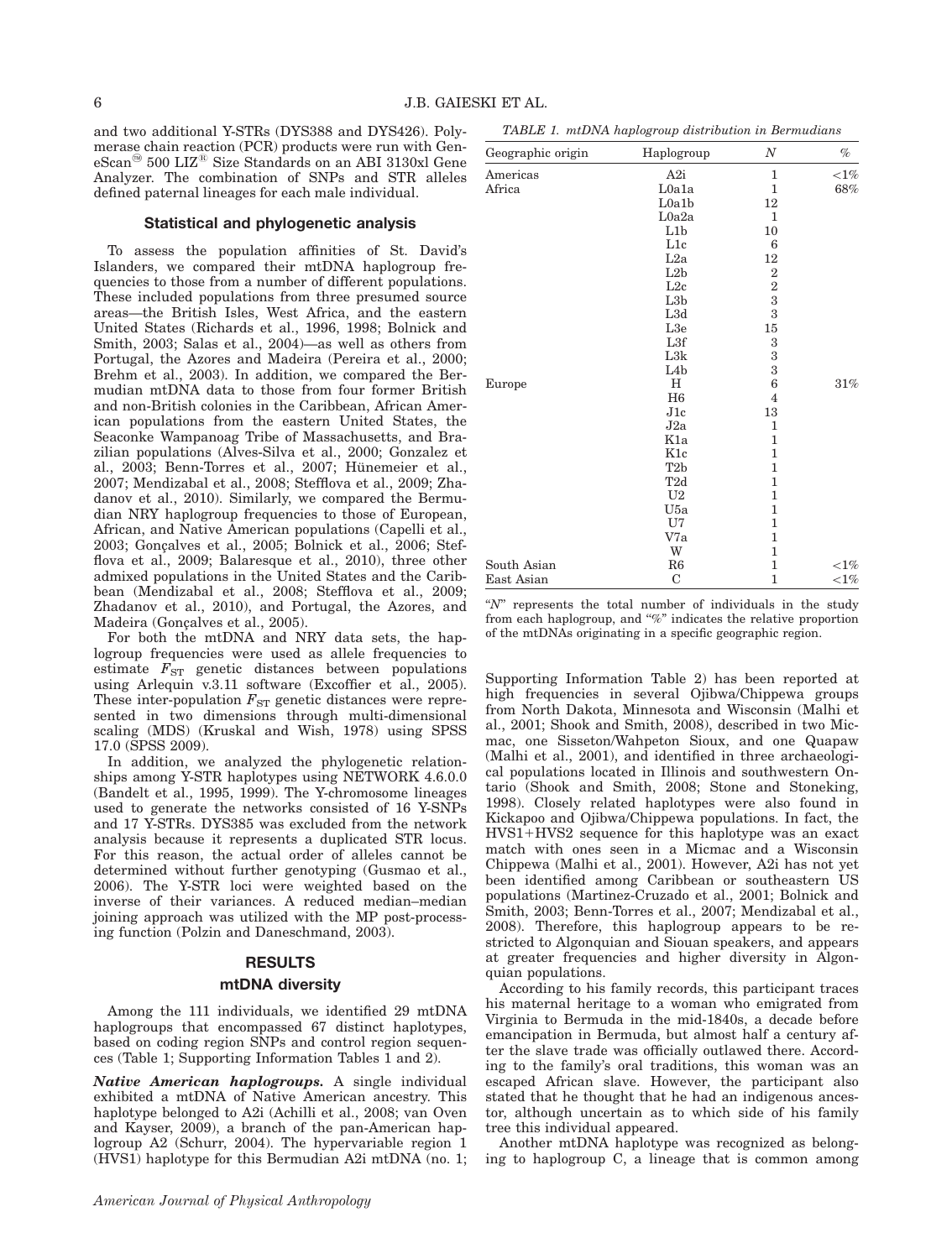and two additional Y-STRs (DYS388 and DYS426). Polymerase chain reaction (PCR) products were run with GeneScan® 500 LIZ® Size Standards on an ABI 3130xl Gene Analyzer. The combination of SNPs and STR alleles defined paternal lineages for each male individual.

### Statistical and phylogenetic analysis

To assess the population affinities of St. David's Islanders, we compared their mtDNA haplogroup frequencies to those from a number of different populations. These included populations from three presumed source areas—the British Isles, West Africa, and the eastern United States (Richards et al., 1996, 1998; Bolnick and Smith, 2003; Salas et al., 2004)—as well as others from Portugal, the Azores and Madeira (Pereira et al., 2000; Brehm et al., 2003). In addition, we compared the Bermudian mtDNA data to those from four former British and non-British colonies in the Caribbean, African American populations from the eastern United States, the Seaconke Wampanoag Tribe of Massachusetts, and Brazilian populations (Alves-Silva et al., 2000; Gonzalez et al., 2003; Benn-Torres et al., 2007; Hünemeier et al., 2007; Mendizabal et al., 2008; Stefflova et al., 2009; Zhadanov et al., 2010). Similarly, we compared the Bermudian NRY haplogroup frequencies to those of European, African, and Native American populations (Capelli et al., 2003; Gonçalves et al., 2005; Bolnick et al., 2006; Stefflova et al., 2009; Balaresque et al., 2010), three other admixed populations in the United States and the Caribbean (Mendizabal et al., 2008; Stefflova et al., 2009; Zhadanov et al., 2010), and Portugal, the Azores, and Madeira (Gonçalves et al., 2005).

For both the mtDNA and NRY data sets, the haplogroup frequencies were used as allele frequencies to estimate $F_{ST}$ genetic distances between populations using Arlequin v.3.11 software (Excoffier et al., 2005). These inter-population $F_{ST}$ genetic distances were represented in two dimensions through multi-dimensional scaling (MDS) (Kruskal and Wish, 1978) using SPSS 17.0 (SPSS 2009).

In addition, we analyzed the phylogenetic relationships among Y-STR haplotypes using NETWORK 4.6.0.0 (Bandelt et al., 1995, 1999). The Y-chromosome lineages used to generate the networks consisted of 16 Y-SNPs and 17 Y-STRs. DYS385 was excluded from the network analysis because it represents a duplicated STR locus. For this reason, the actual order of alleles cannot be determined without further genotyping (Gusmao et al., 2006). The Y-STR loci were weighted based on the inverse of their variances. A reduced median–median joining approach was utilized with the MP post-processing function (Polzin and Daneschmand, 2003).

## RESULTS

### mtDNA diversity

Among the 111 individuals, we identified 29 mtDNA haplogroups that encompassed 67 distinct haplotypes, based on coding region SNPs and control region sequences (Table 1; Supporting Information Tables 1 and 2).

*TABLE 1. mtDNA haplogroup distribution in Bermudians*

| Geographic origin | Haplogroup | N | % |
|---|---|---|---|
| Americas | A2i | 1 | <1% |
| Africa | L0a1a | 1 | 68% |
| | L0a1b | 12 | |
| | L0a2a | 1 | |
| | L1b | 10 | |
| | L1c | 6 | |
| | L2a | 12 | |
| | L2b | 2 | |
| | L2c | 2 | |
| | L3b | 3 | |
| | L3d | 3 | |
| | L3e | 15 | |
| | L3f | 3 | |
| | L3k | 3 | |
| | L4b | 3 | |
| Europe | H | 6 | 31% |
| | H6 | 4 | |
| | J1c | 13 | |
| | J2a | 1 | |
| | K1a | 1 | |
| | K1c | 1 | |
| | T2b | 1 | |
| | T2d | 1 | |
| | U2 | 1 | |
| | U5a | 1 | |
| | U7 | 1 | |
| | V7a | 1 | |
| | W | 1 | |
| South Asian | R6 | 1 | <1% |
| East Asian | C | 1 | <1% |

"N" represents the total number of individuals in the study from each haplogroup, and "%" indicates the relative proportion of the mtDNAs originating in a specific geographic region.

***Native American haplogroups.*** A single individual exhibited a mtDNA of Native American ancestry. This haplotype belonged to A2i (Achilli et al., 2008; van Oven and Kayser, 2009), a branch of the pan-American haplogroup A2 (Schurr, 2004). The hypervariable region 1 (HVS1) haplotype for this Bermudian A2i mtDNA (no. 1; Supporting Information Table 2) has been reported at high frequencies in several Ojibwa/Chippewa groups from North Dakota, Minnesota and Wisconsin (Malhi et al., 2001; Shook and Smith, 2008), described in two Micmac, one Sisseton/Wahpeton Sioux, and one Quapaw (Malhi et al., 2001), and identified in three archaeological populations located in Illinois and southwestern Ontario (Shook and Smith, 2008; Stone and Stoneking, 1998). Closely related haplotypes were also found in Kickapoo and Ojibwa/Chippewa populations. In fact, the HVS1+HVS2 sequence for this haplotype was an exact match with ones seen in a Micmac and a Wisconsin Chippewa (Malhi et al., 2001). However, A2i has not yet been identified among Caribbean or southeastern US populations (Martinez-Cruzado et al., 2001; Bolnick and Smith, 2003; Benn-Torres et al., 2007; Mendizabal et al., 2008). Therefore, this haplogroup appears to be restricted to Algonquian and Siouan speakers, and appears at greater frequencies and higher diversity in Algonquian populations.

According to his family records, this participant traces his maternal heritage to a woman who emigrated from Virginia to Bermuda in the mid-1840s, a decade before emancipation in Bermuda, but almost half a century after the slave trade was officially outlawed there. According to the family's oral traditions, this woman was an escaped African slave. However, the participant also stated that he thought that he had an indigenous ancestor, although uncertain as to which side of his family tree this individual appeared.

Another mtDNA haplotype was recognized as belonging to haplogroup C, a lineage that is common among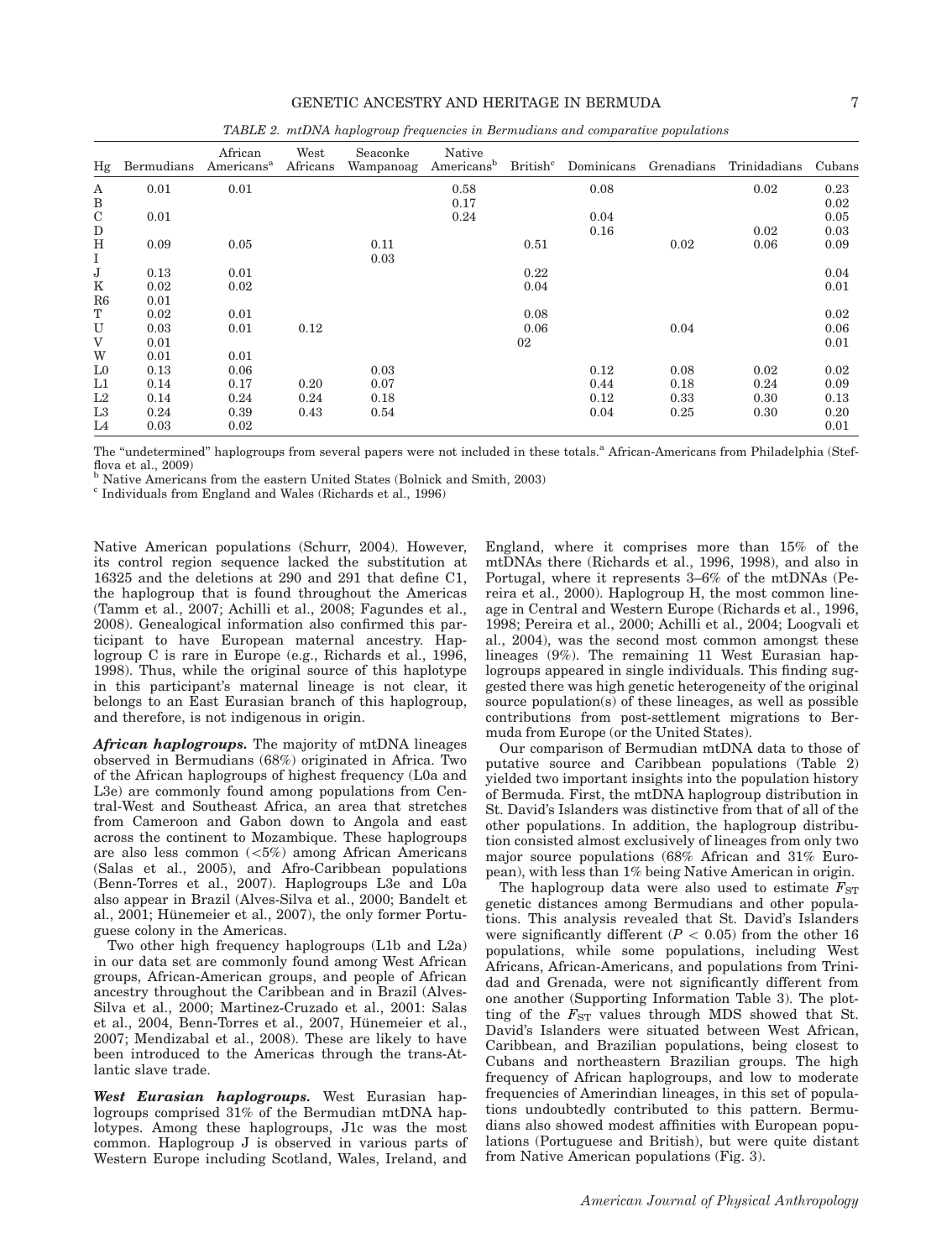*TABLE 2. mtDNA haplogroup frequencies in Bermudians and comparative populations*

| Hg | Bermudians | African Americans[a] | West Africans | Seaconke Wampanoag | Native Americans[b] | British[c] | Dominicans | Grenadians | Trinidadians | Cubans |
|---|---|---|---|---|---|---|---|---|---|---|
| A | 0.01 | 0.01 | | | 0.58 | | 0.08 | | 0.02 | 0.23 |
| B | | | | | 0.17 | | | | | 0.02 |
| C | 0.01 | | | | 0.24 | | 0.04 | | | 0.05 |
| D | | | | | | | 0.16 | | 0.02 | 0.03 |
| H | 0.09 | 0.05 | | 0.11 | | 0.51 | | 0.02 | 0.06 | 0.09 |
| I | | | | 0.03 | | | | | | |
| J | 0.13 | 0.01 | | | | 0.22 | | | | 0.04 |
| K | 0.02 | 0.02 | | | | 0.04 | | | | 0.01 |
| R6 | 0.01 | | | | | | | | | |
| T | 0.02 | 0.01 | | | | 0.08 | | | | 0.02 |
| U | 0.03 | 0.01 | 0.12 | | | 0.06 | | 0.04 | | 0.06 |
| V | 0.01 | | | | | 02 | | | | 0.01 |
| W | 0.01 | 0.01 | | | | | | | | |
| L0 | 0.13 | 0.06 | | 0.03 | | | 0.12 | 0.08 | 0.02 | 0.02 |
| L1 | 0.14 | 0.17 | 0.20 | 0.07 | | | 0.44 | 0.18 | 0.24 | 0.09 |
| L2 | 0.14 | 0.24 | 0.24 | 0.18 | | | 0.12 | 0.33 | 0.30 | 0.13 |
| L3 | 0.24 | 0.39 | 0.43 | 0.54 | | | 0.04 | 0.25 | 0.30 | 0.20 |
| L4 | 0.03 | 0.02 | | | | | | | | 0.01 |

The "undetermined" haplogroups from several papers were not included in these totals.[a] African-Americans from Philadelphia (Stefflova et al., 2009)

[b] Native Americans from the eastern United States (Bolnick and Smith, 2003)

[c] Individuals from England and Wales (Richards et al., 1996)

Native American populations (Schurr, 2004). However, its control region sequence lacked the substitution at 16325 and the deletions at 290 and 291 that define C1, the haplogroup that is found throughout the Americas (Tamm et al., 2007; Achilli et al., 2008; Fagundes et al., 2008). Genealogical information also confirmed this participant to have European maternal ancestry. Haplogroup C is rare in Europe (e.g., Richards et al., 1996, 1998). Thus, while the original source of this haplotype in this participant's maternal lineage is not clear, it belongs to an East Eurasian branch of this haplogroup, and therefore, is not indigenous in origin.

***African haplogroups.*** The majority of mtDNA lineages observed in Bermudians (68%) originated in Africa. Two of the African haplogroups of highest frequency (L0a and L3e) are commonly found among populations from Central-West and Southeast Africa, an area that stretches from Cameroon and Gabon down to Angola and east across the continent to Mozambique. These haplogroups are also less common (<5%) among African Americans (Salas et al., 2005), and Afro-Caribbean populations (Benn-Torres et al., 2007). Haplogroups L3e and L0a also appear in Brazil (Alves-Silva et al., 2000; Bandelt et al., 2001; Hünemeier et al., 2007), the only former Portuguese colony in the Americas.

Two other high frequency haplogroups (L1b and L2a) in our data set are commonly found among West African groups, African-American groups, and people of African ancestry throughout the Caribbean and in Brazil (Alves-Silva et al., 2000; Martinez-Cruzado et al., 2001: Salas et al., 2004, Benn-Torres et al., 2007, Hünemeier et al., 2007; Mendizabal et al., 2008). These are likely to have been introduced to the Americas through the trans-Atlantic slave trade.

***West Eurasian haplogroups.*** West Eurasian haplogroups comprised 31% of the Bermudian mtDNA haplotypes. Among these haplogroups, J1c was the most common. Haplogroup J is observed in various parts of Western Europe including Scotland, Wales, Ireland, and England, where it comprises more than 15% of the mtDNAs there (Richards et al., 1996, 1998), and also in Portugal, where it represents 3–6% of the mtDNAs (Pereira et al., 2000). Haplogroup H, the most common lineage in Central and Western Europe (Richards et al., 1996, 1998; Pereira et al., 2000; Achilli et al., 2004; Loogvali et al., 2004), was the second most common amongst these lineages (9%). The remaining 11 West Eurasian haplogroups appeared in single individuals. This finding suggested there was high genetic heterogeneity of the original source population(s) of these lineages, as well as possible contributions from post-settlement migrations to Bermuda from Europe (or the United States).

Our comparison of Bermudian mtDNA data to those of putative source and Caribbean populations (Table 2) yielded two important insights into the population history of Bermuda. First, the mtDNA haplogroup distribution in St. David's Islanders was distinctive from that of all of the other populations. In addition, the haplogroup distribution consisted almost exclusively of lineages from only two major source populations (68% African and 31% European), with less than 1% being Native American in origin.

The haplogroup data were also used to estimate $F_{ST}$ genetic distances among Bermudians and other populations. This analysis revealed that St. David's Islanders were significantly different ($P < 0.05$) from the other 16 populations, while some populations, including West Africans, African-Americans, and populations from Trinidad and Grenada, were not significantly different from one another (Supporting Information Table 3). The plotting of the $F_{ST}$ values through MDS showed that St. David's Islanders were situated between West African, Caribbean, and Brazilian populations, being closest to Cubans and northeastern Brazilian groups. The high frequency of African haplogroups, and low to moderate frequencies of Amerindian lineages, in this set of populations undoubtedly contributed to this pattern. Bermudians also showed modest affinities with European populations (Portuguese and British), but were quite distant from Native American populations (Fig. 3).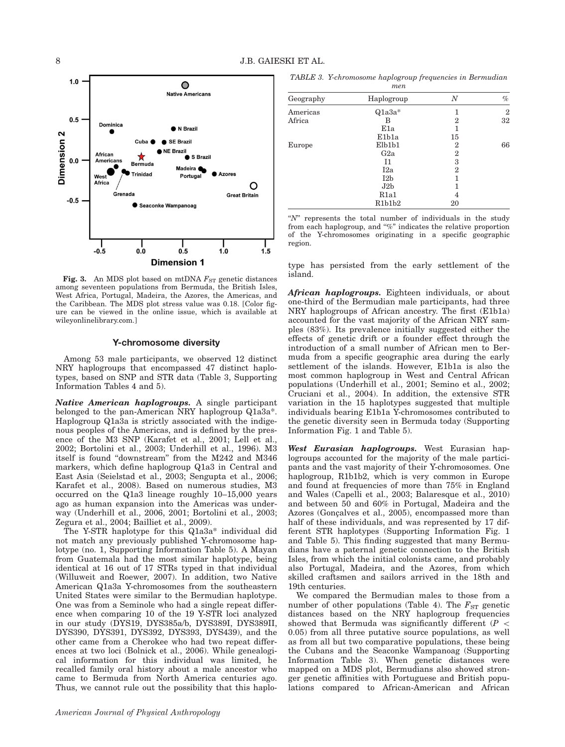Fig. 3. An MDS plot based on mtDNA $F_{ST}$ genetic distances among seventeen populations from Bermuda, the British Isles, West Africa, Portugal, Madeira, the Azores, the Americas, and the Caribbean. The MDS plot stress value was 0.18. [Color figure can be viewed in the online issue, which is available at wileyonlinelibrary.com.]

## Y-chromosome diversity

Among 53 male participants, we observed 12 distinct NRY haplogroups that encompassed 47 distinct haplotypes, based on SNP and STR data (Table 3, Supporting Information Tables 4 and 5).

***Native American haplogroups.*** A single participant belonged to the pan-American NRY haplogroup Q1a3a*. Haplogroup Q1a3a is strictly associated with the indigenous peoples of the Americas, and is defined by the presence of the M3 SNP (Karafet et al., 2001; Lell et al., 2002; Bortolini et al., 2003; Underhill et al., 1996). M3 itself is found "downstream" from the M242 and M346 markers, which define haplogroup Q1a3 in Central and East Asia (Seielstad et al., 2003; Sengupta et al., 2006; Karafet et al., 2008). Based on numerous studies, M3 occurred on the Q1a3 lineage roughly 10–15,000 years ago as human expansion into the Americas was underway (Underhill et al., 2006, 2001; Bortolini et al., 2003; Zegura et al., 2004; Bailliet et al., 2009).

The Y-STR haplotype for this Q1a3a* individual did not match any previously published Y-chromosome haplotype (no. 1, Supporting Information Table 5). A Mayan from Guatemala had the most similar haplotype, being identical at 16 out of 17 STRs typed in that individual (Willuweit and Roewer, 2007). In addition, two Native American Q1a3a Y-chromosomes from the southeastern United States were similar to the Bermudian haplotype. One was from a Seminole who had a single repeat difference when comparing 10 of the 19 Y-STR loci analyzed in our study (DYS19, DYS385a/b, DYS389I, DYS389II, DYS390, DYS391, DYS392, DYS393, DYS439), and the other came from a Cherokee who had two repeat differences at two loci (Bolnick et al., 2006). While genealogical information for this individual was limited, he recalled family oral history about a male ancestor who came to Bermuda from North America centuries ago. Thus, we cannot rule out the possibility that this haplotype has persisted from the early settlement of the island.

*TABLE 3. Y-chromosome haplogroup frequencies in Bermudian men*

| Geography | Haplogroup | $N$ | % |
|---|---|---|---|
| Americas | Q1a3a* | 1 | 2 |
| Africa | B | 2 | 32 |
| | E1a | 1 | |
| | E1b1a | 15 | |
| Europe | Elb1b1 | 2 | 66 |
| | G2a | 2 | |
| | I1 | 3 | |
| | I2a | 2 | |
| | I2b | 1 | |
| | J2b | 1 | |
| | R1a1 | 4 | |
| | R1b1b2 | 20 | |

"$N$" represents the total number of individuals in the study from each haplogroup, and "%" indicates the relative proportion of the Y-chromosomes originating in a specific geographic region.

***African haplogroups.*** Eighteen individuals, or about one-third of the Bermudian male participants, had three NRY haplogroups of African ancestry. The first (E1b1a) accounted for the vast majority of the African NRY samples (83%). Its prevalence initially suggested either the effects of genetic drift or a founder effect through the introduction of a small number of African men to Bermuda from a specific geographic area during the early settlement of the islands. However, E1b1a is also the most common haplogroup in West and Central African populations (Underhill et al., 2001; Semino et al., 2002; Cruciani et al., 2004). In addition, the extensive STR variation in the 15 haplotypes suggested that multiple individuals bearing E1b1a Y-chromosomes contributed to the genetic diversity seen in Bermuda today (Supporting Information Fig. 1 and Table 5).

***West Eurasian haplogroups.*** West Eurasian haplogroups accounted for the majority of the male participants and the vast majority of their Y-chromosomes. One haplogroup, R1b1b2, which is very common in Europe and found at frequencies of more than 75% in England and Wales (Capelli et al., 2003; Balaresque et al., 2010) and between 50 and 60% in Portugal, Madeira and the Azores (Gonçalves et al., 2005), encompassed more than half of these individuals, and was represented by 17 different STR haplotypes (Supporting Information Fig. 1 and Table 5). This finding suggested that many Bermudians have a paternal genetic connection to the British Isles, from which the initial colonists came, and probably also Portugal, Madeira, and the Azores, from which skilled craftsmen and sailors arrived in the 18th and 19th centuries.

We compared the Bermudian males to those from a number of other populations (Table 4). The $F_{ST}$ genetic distances based on the NRY haplogroup frequencies showed that Bermuda was significantly different ($P < 0.05$) from all three putative source populations, as well as from all but two comparative populations, these being the Cubans and the Seaconke Wampanoag (Supporting Information Table 3). When genetic distances were mapped on a MDS plot, Bermudians also showed stronger genetic affinities with Portuguese and British populations compared to African-American and African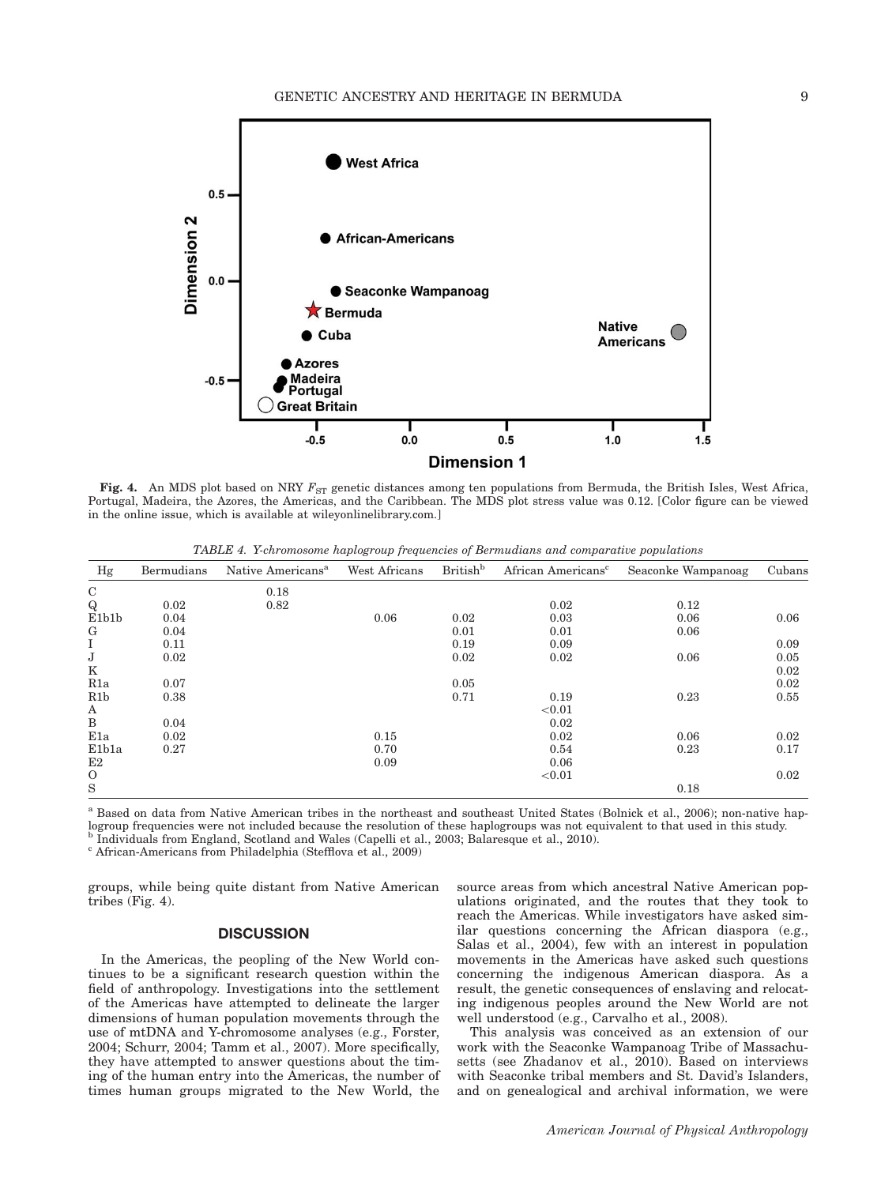**Fig. 4.** An MDS plot based on NRY $F_{ST}$ genetic distances among ten populations from Bermuda, the British Isles, West Africa, Portugal, Madeira, the Azores, the Americas, and the Caribbean. The MDS plot stress value was 0.12. [Color figure can be viewed in the online issue, which is available at wileyonlinelibrary.com.]

*TABLE 4. Y-chromosome haplogroup frequencies of Bermudians and comparative populations*

| Hg | Bermudians | Native Americans[a] | West Africans | British[b] | African Americans[c] | Seaconke Wampanoag | Cubans |
|---|---|---|---|---|---|---|---|
| C | | 0.18 | | | | | |
| Q | 0.02 | 0.82 | | | 0.02 | 0.12 | |
| E1b1b | 0.04 | | 0.06 | 0.02 | 0.03 | 0.06 | 0.06 |
| G | 0.04 | | | 0.01 | 0.01 | 0.06 | |
| I | 0.11 | | | 0.19 | 0.09 | | 0.09 |
| J | 0.02 | | | 0.02 | 0.02 | 0.06 | 0.05 |
| K | | | | | | | 0.02 |
| R1a | 0.07 | | | 0.05 | | | 0.02 |
| R1b | 0.38 | | | 0.71 | 0.19 | 0.23 | 0.55 |
| A | | | | | <0.01 | | |
| B | 0.04 | | | | 0.02 | | |
| E1a | 0.02 | | 0.15 | | 0.02 | 0.06 | 0.02 |
| E1b1a | 0.27 | | 0.70 | | 0.54 | 0.23 | 0.17 |
| E2 | | | 0.09 | | 0.06 | | |
| O | | | | | <0.01 | | 0.02 |
| S | | | | | | 0.18 | |

[a] Based on data from Native American tribes in the northeast and southeast United States (Bolnick et al., 2006); non-native haplogroup frequencies were not included because the resolution of these haplogroups was not equivalent to that used in this study.
[b] Individuals from England, Scotland and Wales (Capelli et al., 2003; Balaresque et al., 2010).
[c] African-Americans from Philadelphia (Stefflova et al., 2009)

groups, while being quite distant from Native American tribes (Fig. 4).

## DISCUSSION

In the Americas, the peopling of the New World continues to be a significant research question within the field of anthropology. Investigations into the settlement of the Americas have attempted to delineate the larger dimensions of human population movements through the use of mtDNA and Y-chromosome analyses (e.g., Forster, 2004; Schurr, 2004; Tamm et al., 2007). More specifically, they have attempted to answer questions about the timing of the human entry into the Americas, the number of times human groups migrated to the New World, the source areas from which ancestral Native American populations originated, and the routes that they took to reach the Americas. While investigators have asked similar questions concerning the African diaspora (e.g., Salas et al., 2004), few with an interest in population movements in the Americas have asked such questions concerning the indigenous American diaspora. As a result, the genetic consequences of enslaving and relocating indigenous peoples around the New World are not well understood (e.g., Carvalho et al., 2008).

This analysis was conceived as an extension of our work with the Seaconke Wampanoag Tribe of Massachusetts (see Zhadanov et al., 2010). Based on interviews with Seaconke tribal members and St. David's Islanders, and on genealogical and archival information, we were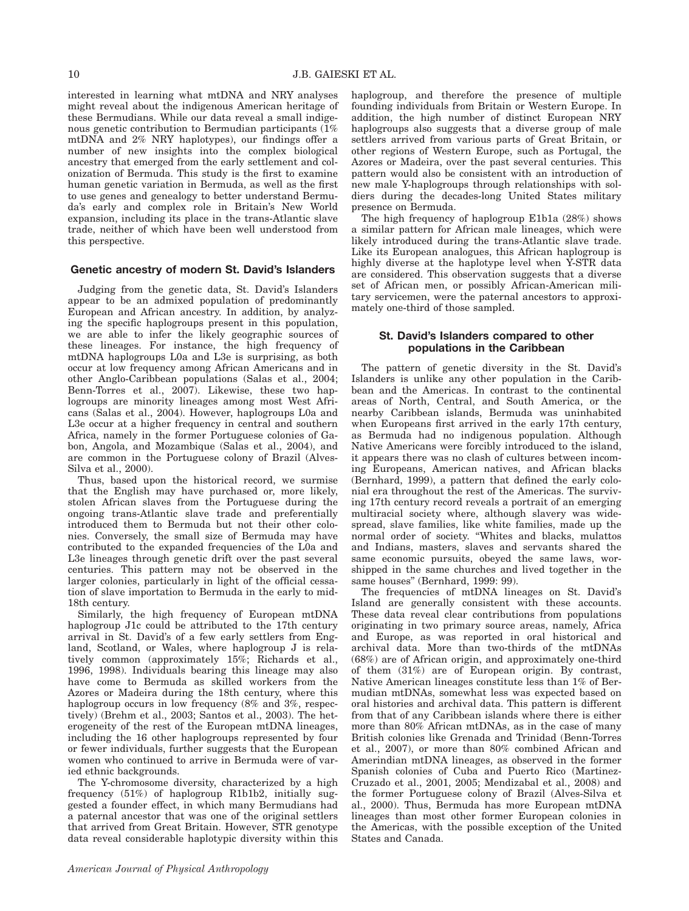interested in learning what mtDNA and NRY analyses might reveal about the indigenous American heritage of these Bermudians. While our data reveal a small indigenous genetic contribution to Bermudian participants (1% mtDNA and 2% NRY haplotypes), our findings offer a number of new insights into the complex biological ancestry that emerged from the early settlement and colonization of Bermuda. This study is the first to examine human genetic variation in Bermuda, as well as the first to use genes and genealogy to better understand Bermuda's early and complex role in Britain's New World expansion, including its place in the trans-Atlantic slave trade, neither of which have been well understood from this perspective.

## Genetic ancestry of modern St. David's Islanders

Judging from the genetic data, St. David's Islanders appear to be an admixed population of predominantly European and African ancestry. In addition, by analyzing the specific haplogroups present in this population, we are able to infer the likely geographic sources of these lineages. For instance, the high frequency of mtDNA haplogroups L0a and L3e is surprising, as both occur at low frequency among African Americans and in other Anglo-Caribbean populations (Salas et al., 2004; Benn-Torres et al., 2007). Likewise, these two haplogroups are minority lineages among most West Africans (Salas et al., 2004). However, haplogroups L0a and L3e occur at a higher frequency in central and southern Africa, namely in the former Portuguese colonies of Gabon, Angola, and Mozambique (Salas et al., 2004), and are common in the Portuguese colony of Brazil (Alves-Silva et al., 2000).

Thus, based upon the historical record, we surmise that the English may have purchased or, more likely, stolen African slaves from the Portuguese during the ongoing trans-Atlantic slave trade and preferentially introduced them to Bermuda but not their other colonies. Conversely, the small size of Bermuda may have contributed to the expanded frequencies of the L0a and L3e lineages through genetic drift over the past several centuries. This pattern may not be observed in the larger colonies, particularly in light of the official cessation of slave importation to Bermuda in the early to mid-18th century.

Similarly, the high frequency of European mtDNA haplogroup J1c could be attributed to the 17th century arrival in St. David's of a few early settlers from England, Scotland, or Wales, where haplogroup J is relatively common (approximately 15%; Richards et al., 1996, 1998). Individuals bearing this lineage may also have come to Bermuda as skilled workers from the Azores or Madeira during the 18th century, where this haplogroup occurs in low frequency (8% and 3%, respectively) (Brehm et al., 2003; Santos et al., 2003). The heterogeneity of the rest of the European mtDNA lineages, including the 16 other haplogroups represented by four or fewer individuals, further suggests that the European women who continued to arrive in Bermuda were of varied ethnic backgrounds.

The Y-chromosome diversity, characterized by a high frequency (51%) of haplogroup R1b1b2, initially suggested a founder effect, in which many Bermudians had a paternal ancestor that was one of the original settlers that arrived from Great Britain. However, STR genotype data reveal considerable haplotypic diversity within this haplogroup, and therefore the presence of multiple founding individuals from Britain or Western Europe. In addition, the high number of distinct European NRY haplogroups also suggests that a diverse group of male settlers arrived from various parts of Great Britain, or other regions of Western Europe, such as Portugal, the Azores or Madeira, over the past several centuries. This pattern would also be consistent with an introduction of new male Y-haplogroups through relationships with soldiers during the decades-long United States military presence on Bermuda.

The high frequency of haplogroup E1b1a (28%) shows a similar pattern for African male lineages, which were likely introduced during the trans-Atlantic slave trade. Like its European analogues, this African haplogroup is highly diverse at the haplotype level when Y-STR data are considered. This observation suggests that a diverse set of African men, or possibly African-American military servicemen, were the paternal ancestors to approximately one-third of those sampled.

## St. David's Islanders compared to other populations in the Caribbean

The pattern of genetic diversity in the St. David's Islanders is unlike any other population in the Caribbean and the Americas. In contrast to the continental areas of North, Central, and South America, or the nearby Caribbean islands, Bermuda was uninhabited when Europeans first arrived in the early 17th century, as Bermuda had no indigenous population. Although Native Americans were forcibly introduced to the island, it appears there was no clash of cultures between incoming Europeans, American natives, and African blacks (Bernhard, 1999), a pattern that defined the early colonial era throughout the rest of the Americas. The surviving 17th century record reveals a portrait of an emerging multiracial society where, although slavery was widespread, slave families, like white families, made up the normal order of society. "Whites and blacks, mulattos and Indians, masters, slaves and servants shared the same economic pursuits, obeyed the same laws, worshipped in the same churches and lived together in the same houses" (Bernhard, 1999: 99).

The frequencies of mtDNA lineages on St. David's Island are generally consistent with these accounts. These data reveal clear contributions from populations originating in two primary source areas, namely, Africa and Europe, as was reported in oral historical and archival data. More than two-thirds of the mtDNAs (68%) are of African origin, and approximately one-third of them (31%) are of European origin. By contrast, Native American lineages constitute less than 1% of Bermudian mtDNAs, somewhat less was expected based on oral histories and archival data. This pattern is different from that of any Caribbean islands where there is either more than 80% African mtDNAs, as in the case of many British colonies like Grenada and Trinidad (Benn-Torres et al., 2007), or more than 80% combined African and Amerindian mtDNA lineages, as observed in the former Spanish colonies of Cuba and Puerto Rico (Martinez-Cruzado et al., 2001, 2005; Mendizabal et al., 2008) and the former Portuguese colony of Brazil (Alves-Silva et al., 2000). Thus, Bermuda has more European mtDNA lineages than most other former European colonies in the Americas, with the possible exception of the United States and Canada.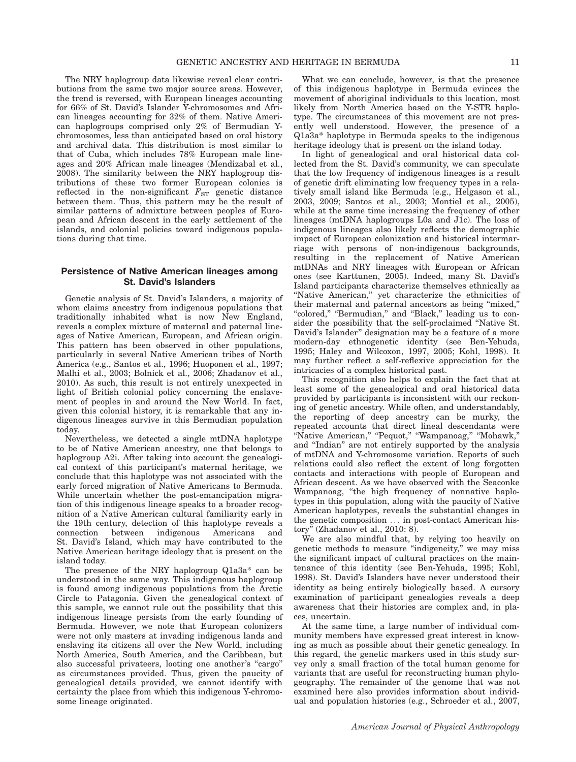The NRY haplogroup data likewise reveal clear contributions from the same two major source areas. However, the trend is reversed, with European lineages accounting for 66% of St. David's Islander Y-chromosomes and African lineages accounting for 32% of them. Native American haplogroups comprised only 2% of Bermudian Y-chromosomes, less than anticipated based on oral history and archival data. This distribution is most similar to that of Cuba, which includes 78% European male lineages and 20% African male lineages (Mendizabal et al., 2008). The similarity between the NRY haplogroup distributions of these two former European colonies is reflected in the non-significant $F_{ST}$ genetic distance between them. Thus, this pattern may be the result of similar patterns of admixture between peoples of European and African descent in the early settlement of the islands, and colonial policies toward indigenous populations during that time.

## Persistence of Native American lineages among St. David's Islanders

Genetic analysis of St. David's Islanders, a majority of whom claims ancestry from indigenous populations that traditionally inhabited what is now New England, reveals a complex mixture of maternal and paternal lineages of Native American, European, and African origin. This pattern has been observed in other populations, particularly in several Native American tribes of North America (e.g., Santos et al., 1996; Huoponen et al., 1997; Malhi et al., 2003; Bolnick et al., 2006; Zhadanov et al., 2010). As such, this result is not entirely unexpected in light of British colonial policy concerning the enslavement of peoples in and around the New World. In fact, given this colonial history, it is remarkable that any indigenous lineages survive in this Bermudian population today.

Nevertheless, we detected a single mtDNA haplotype to be of Native American ancestry, one that belongs to haplogroup A2i. After taking into account the genealogical context of this participant's maternal heritage, we conclude that this haplotype was not associated with the early forced migration of Native Americans to Bermuda. While uncertain whether the post-emancipation migration of this indigenous lineage speaks to a broader recognition of a Native American cultural familiarity early in the 19th century, detection of this haplotype reveals a connection between indigenous Americans and St. David's Island, which may have contributed to the Native American heritage ideology that is present on the island today.

The presence of the NRY haplogroup Q1a3a* can be understood in the same way. This indigenous haplogroup is found among indigenous populations from the Arctic Circle to Patagonia. Given the genealogical context of this sample, we cannot rule out the possibility that this indigenous lineage persists from the early founding of Bermuda. However, we note that European colonizers were not only masters at invading indigenous lands and enslaving its citizens all over the New World, including North America, South America, and the Caribbean, but also successful privateers, looting one another's "cargo" as circumstances provided. Thus, given the paucity of genealogical details provided, we cannot identify with certainty the place from which this indigenous Y-chromosome lineage originated.

What we can conclude, however, is that the presence of this indigenous haplotype in Bermuda evinces the movement of aboriginal individuals to this location, most likely from North America based on the Y-STR haplotype. The circumstances of this movement are not presently well understood. However, the presence of a Q1a3a* haplotype in Bermuda speaks to the indigenous heritage ideology that is present on the island today.

In light of genealogical and oral historical data collected from the St. David's community, we can speculate that the low frequency of indigenous lineages is a result of genetic drift eliminating low frequency types in a relatively small island like Bermuda (e.g., Helgason et al., 2003, 2009; Santos et al., 2003; Montiel et al., 2005), while at the same time increasing the frequency of other lineages (mtDNA haplogroups L0a and J1c). The loss of indigenous lineages also likely reflects the demographic impact of European colonization and historical intermarriage with persons of non-indigenous backgrounds, resulting in the replacement of Native American mtDNAs and NRY lineages with European or African ones (see Karttunen, 2005). Indeed, many St. David's Island participants characterize themselves ethnically as "Native American," yet characterize the ethnicities of their maternal and paternal ancestors as being "mixed," "colored," "Bermudian," and "Black," leading us to consider the possibility that the self-proclaimed "Native St. David's Islander" designation may be a feature of a more modern-day ethnogenetic identity (see Ben-Yehuda, 1995; Haley and Wilcoxon, 1997, 2005; Kohl, 1998). It may further reflect a self-reflexive appreciation for the intricacies of a complex historical past.

This recognition also helps to explain the fact that at least some of the genealogical and oral historical data provided by participants is inconsistent with our reckoning of genetic ancestry. While often, and understandably, the reporting of deep ancestry can be murky, the repeated accounts that direct lineal descendants were "Native American," "Pequot," "Wampanoag," "Mohawk," and "Indian" are not entirely supported by the analysis of mtDNA and Y-chromosome variation. Reports of such relations could also reflect the extent of long forgotten contacts and interactions with people of European and African descent. As we have observed with the Seaconke Wampanoag, "the high frequency of nonnative haplotypes in this population, along with the paucity of Native American haplotypes, reveals the substantial changes in the genetic composition ... in post-contact American history" (Zhadanov et al., 2010: 8).

We are also mindful that, by relying too heavily on genetic methods to measure "indigeneity," we may miss the significant impact of cultural practices on the maintenance of this identity (see Ben-Yehuda, 1995; Kohl, 1998). St. David's Islanders have never understood their identity as being entirely biologically based. A cursory examination of participant genealogies reveals a deep awareness that their histories are complex and, in places, uncertain.

At the same time, a large number of individual community members have expressed great interest in knowing as much as possible about their genetic genealogy. In this regard, the genetic markers used in this study survey only a small fraction of the total human genome for variants that are useful for reconstructing human phylogeography. The remainder of the genome that was not examined here also provides information about individual and population histories (e.g., Schroeder et al., 2007,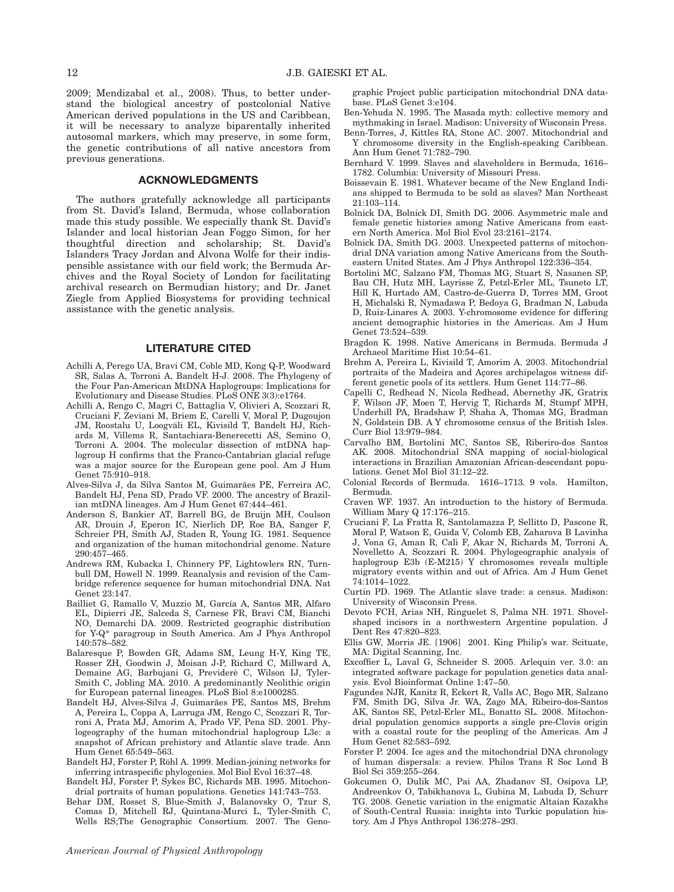2009; Mendizabal et al., 2008). Thus, to better understand the biological ancestry of postcolonial Native American derived populations in the US and Caribbean, it will be necessary to analyze biparentally inherited autosomal markers, which may preserve, in some form, the genetic contributions of all native ancestors from previous generations.

## ACKNOWLEDGMENTS

The authors gratefully acknowledge all participants from St. David's Island, Bermuda, whose collaboration made this study possible. We especially thank St. David's Islander and local historian Jean Foggo Simon, for her thoughtful direction and scholarship; St. David's Islanders Tracy Jordan and Alvona Wolfe for their indispensible assistance with our field work; the Bermuda Archives and the Royal Society of London for facilitating archival research on Bermudian history; and Dr. Janet Ziegle from Applied Biosystems for providing technical assistance with the genetic analysis.

## LITERATURE CITED

Achilli A, Perego UA, Bravi CM, Coble MD, Kong Q-P, Woodward SR, Salas A, Torroni A, Bandelt H-J. 2008. The Phylogeny of the Four Pan-American MtDNA Haplogroups: Implications for Evolutionary and Disease Studies. PLoS ONE 3(3):e1764.

Achilli A, Rengo C, Magri C, Battaglia V, Olivieri A, Scozzari R, Cruciani F, Zeviani M, Briem E, Carelli V, Moral P, Dugoujon JM, Roostalu U, Loogväli EL, Kivisild T, Bandelt HJ, Richards M, Villems R, Santachiara-Benerecetti AS, Semino O, Torroni A. 2004. The molecular dissection of mtDNA haplogroup H confirms that the Franco-Cantabrian glacial refuge was a major source for the European gene pool. Am J Hum Genet 75:910–918.

Alves-Silva J, da Silva Santos M, Guimarães PE, Ferreira AC, Bandelt HJ, Pena SD, Prado VF. 2000. The ancestry of Brazilian mtDNA lineages. Am J Hum Genet 67:444–461.

Anderson S, Bankier AT, Barrell BG, de Bruijn MH, Coulson AR, Drouin J, Eperon IC, Nierlich DP, Roe BA, Sanger F, Schreier PH, Smith AJ, Staden R, Young IG. 1981. Sequence and organization of the human mitochondrial genome. Nature 290:457–465.

Andrews RM, Kubacka I, Chinnery PF, Lightowlers RN, Turnbull DM, Howell N. 1999. Reanalysis and revision of the Cambridge reference sequence for human mitochondrial DNA. Nat Genet 23:147.

Bailliet G, Ramallo V, Muzzio M, García A, Santos MR, Alfaro EL, Dipierri JE, Salceda S, Carnese FR, Bravi CM, Bianchi NO, Demarchi DA. 2009. Restricted geographic distribution for Y-Q* paragroup in South America. Am J Phys Anthropol 140:578–582.

Balaresque P, Bowden GR, Adams SM, Leung H-Y, King TE, Rosser ZH, Goodwin J, Moisan J-P, Richard C, Millward A, Demaine AG, Barbujani G, Previderè C, Wilson IJ, Tyler-Smith C, Jobling MA. 2010. A predominantly Neolithic origin for European paternal lineages. PLoS Biol 8:e1000285.

Bandelt HJ, Alves-Silva J, Guimarães PE, Santos MS, Brehm A, Pereira L, Coppa A, Larruga JM, Rengo C, Scozzari R, Torroni A, Prata MJ, Amorim A, Prado VF, Pena SD. 2001. Phylogeography of the human mitochondrial haplogroup L3e: a snapshot of African prehistory and Atlantic slave trade. Ann Hum Genet 65:549–563.

Bandelt HJ, Forster P, Röhl A. 1999. Median-joining networks for inferring intraspecific phylogenies. Mol Biol Evol 16:37–48.

Bandelt HJ, Forster P, Sykes BC, Richards MB. 1995. Mitochondrial portraits of human populations. Genetics 141:743–753.

Behar DM, Rosset S, Blue-Smith J, Balanovsky O, Tzur S, Comas D, Mitchell RJ, Quintana-Murci L, Tyler-Smith C, Wells RS;The Genographic Consortium. 2007. The Genographic Project public participation mitochondrial DNA database. PLoS Genet 3:e104.

Ben-Yehuda N. 1995. The Masada myth: collective memory and mythmaking in Israel. Madison: University of Wisconsin Press.

Benn-Torres, J, Kittles RA, Stone AC. 2007. Mitochondrial and Y chromosome diversity in the English-speaking Caribbean. Ann Hum Genet 71:782–790.

Bernhard V. 1999. Slaves and slaveholders in Bermuda, 1616–1782. Columbia: University of Missouri Press.

Boissevain E. 1981. Whatever became of the New England Indians shipped to Bermuda to be sold as slaves? Man Northeast 21:103–114.

Bolnick DA, Bolnick DI, Smith DG. 2006. Asymmetric male and female genetic histories among Native Americans from eastern North America. Mol Biol Evol 23:2161–2174.

Bolnick DA, Smith DG. 2003. Unexpected patterns of mitochondrial DNA variation among Native Americans from the Southeastern United States. Am J Phys Anthropol 122:336–354.

Bortolini MC, Salzano FM, Thomas MG, Stuart S, Nasanen SP, Bau CH, Hutz MH, Layrisse Z, Petzl-Erler ML, Tsuneto LT, Hill K, Hurtado AM, Castro-de-Guerra D, Torres MM, Groot H, Michalski R, Nymadawa P, Bedoya G, Bradman N, Labuda D, Ruiz-Linares A. 2003. Y-chromosome evidence for differing ancient demographic histories in the Americas. Am J Hum Genet 73:524–539.

Bragdon K. 1998. Native Americans in Bermuda. Bermuda J Archaeol Maritime Hist 10:54–61.

Brehm A, Pereira L, Kivisild T, Amorim A. 2003. Mitochondrial portraits of the Madeira and Açores archipelagos witness different genetic pools of its settlers. Hum Genet 114:77–86.

Capelli C, Redhead N, Nicola Redhead, Abernethy JK, Gratrix F, Wilson JF, Moen T, Hervig T, Richards M, Stumpf MPH, Underhill PA, Bradshaw P, Shaha A, Thomas MG, Bradman N, Goldstein DB. A Y chromosome census of the British Isles. Curr Biol 13:979–984.

Carvalho BM, Bortolini MC, Santos SE, Riberiro-dos Santos AK. 2008. Mitochondrial SNA mapping of social-biological interactions in Brazilian Amazonian African-descendant populations. Genet Mol Biol 31:12–22.

Colonial Records of Bermuda. 1616–1713. 9 vols. Hamilton, Bermuda.

Craven WF. 1937. An introduction to the history of Bermuda. William Mary Q 17:176–215.

Cruciani F, La Fratta R, Santolamazza P, Sellitto D, Pascone R, Moral P, Watson E, Guida V, Colomb EB, Zaharova B Lavinha J, Vona G, Aman R, Calì F, Akar N, Richards M, Torroni A, Novelletto A, Scozzari R. 2004. Phylogeographic analysis of haplogroup E3b (E-M215) Y chromosomes reveals multiple migratory events within and out of Africa. Am J Hum Genet 74:1014–1022.

Curtin PD. 1969. The Atlantic slave trade: a census. Madison: University of Wisconsin Press.

Devoto FCH, Arias NH, Ringuelet S, Palma NH. 1971. Shovel-shaped incisors in a northwestern Argentine population. J Dent Res 47:820–823.

Ellis GW, Morris JE. [1906] 2001. King Philip's war. Scituate, MA: Digital Scanning, Inc.

Excoffier L, Laval G, Schneider S. 2005. Arlequin ver. 3.0: an integrated software package for population genetics data analysis. Evol Bioinformat Online 1:47–50.

Fagundes NJR, Kanitz R, Eckert R, Valls AC, Bogo MR, Salzano FM, Smith DG, Silva Jr. WA, Zago MA, Ribeiro-dos-Santos AK, Santos SE, Petzl-Erler ML, Bonatto SL. 2008. Mitochondrial population genomics supports a single pre-Clovis origin with a coastal route for the peopling of the Americas. Am J Hum Genet 82:583–592.

Forster P. 2004. Ice ages and the mitochondrial DNA chronology of human dispersals: a review. Philos Trans R Soc Lond B Biol Sci 359:255–264.

Gokcumen O, Dulik MC, Pai AA, Zhadanov SI, Osipova LP, Andreenkov O, Tabikhanova L, Gubina M, Labuda D, Schurr TG. 2008. Genetic variation in the enigmatic Altaian Kazakhs of South-Central Russia: insights into Turkic population history. Am J Phys Anthropol 136:278–293.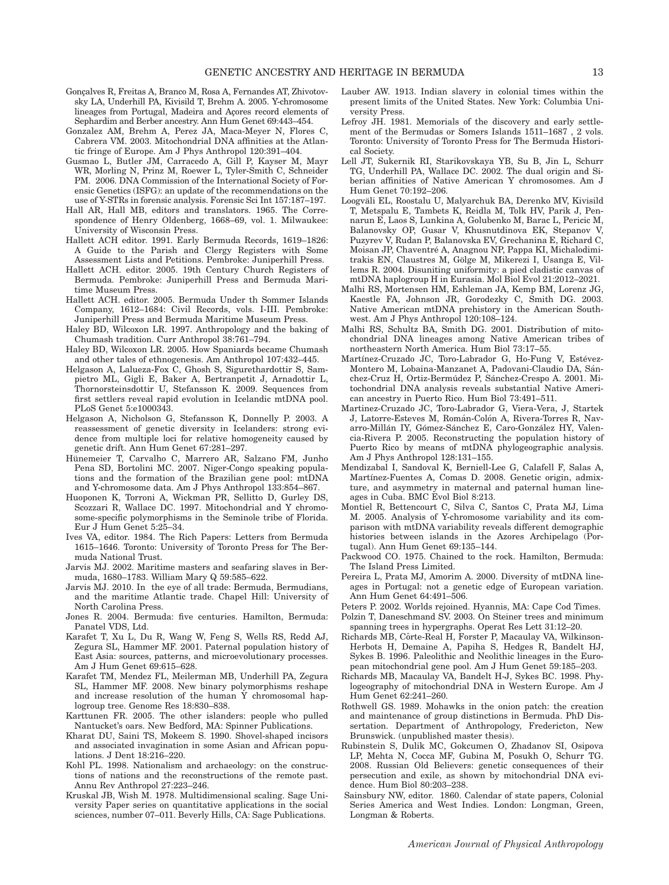Gonçalves R, Freitas A, Branco M, Rosa A, Fernandes AT, Zhivotovsky LA, Underhill PA, Kivisild T, Brehm A. 2005. Y-chromosome lineages from Portugal, Madeira and Açores record elements of Sephardim and Berber ancestry. Ann Hum Genet 69:443–454.

Gonzalez AM, Brehm A, Perez JA, Maca-Meyer N, Flores C, Cabrera VM. 2003. Mitochondrial DNA affinities at the Atlantic fringe of Europe. Am J Phys Anthropol 120:391–404.

Gusmao L, Butler JM, Carracedo A, Gill P, Kayser M, Mayr WR, Morling N, Prinz M, Roewer L, Tyler-Smith C, Schneider PM. 2006. DNA Commission of the International Society of Forensic Genetics (ISFG): an update of the recommendations on the use of Y-STRs in forensic analysis. Forensic Sci Int 157:187–197.

Hall AR, Hall MB, editors and translators. 1965. The Correspondence of Henry Oldenberg, 1668–69, vol. 1. Milwaukee: University of Wisconsin Press.

Hallett ACH editor. 1991. Early Bermuda Records, 1619–1826: A Guide to the Parish and Clergy Registers with Some Assessment Lists and Petitions. Pembroke: Juniperhill Press.

Hallett ACH. editor. 2005. 19th Century Church Registers of Bermuda. Pembroke: Juniperhill Press and Bermuda Maritime Museum Press.

Hallett ACH. editor. 2005. Bermuda Under th Sommer Islands Company, 1612–1684: Civil Records, vols. I-III. Pembroke: Juniperhill Press and Bermuda Maritime Museum Press.

Haley BD, Wilcoxon LR. 1997. Anthropology and the baking of Chumash tradition. Curr Anthropol 38:761–794.

Haley BD, Wilcoxon LR. 2005. How Spaniards became Chumash and other tales of ethnogenesis. Am Anthropol 107:432–445.

Helgason A, Lalueza-Fox C, Ghosh S, Sigurethardottir S, Sampietro ML, Gigli E, Baker A, Bertranpetit J, Arnadottir L, Thornorsteinsdottir U, Stefansson K. 2009. Sequences from first settlers reveal rapid evolution in Icelandic mtDNA pool. PLoS Genet 5:e1000343.

Helgason A, Nicholson G, Stefansson K, Donnelly P. 2003. A reassessment of genetic diversity in Icelanders: strong evidence from multiple loci for relative homogeneity caused by genetic drift. Ann Hum Genet 67:281–297.

Hünemeier T, Carvalho C, Marrero AR, Salzano FM, Junho Pena SD, Bortolini MC. 2007. Niger-Congo speaking populations and the formation of the Brazilian gene pool: mtDNA and Y-chromosome data. Am J Phys Anthropol 133:854–867.

Huoponen K, Torroni A, Wickman PR, Sellitto D, Gurley DS, Scozzari R, Wallace DC. 1997. Mitochondrial and Y chromosome-specific polymorphisms in the Seminole tribe of Florida. Eur J Hum Genet 5:25–34.

Ives VA, editor. 1984. The Rich Papers: Letters from Bermuda 1615–1646. Toronto: University of Toronto Press for The Bermuda National Trust.

Jarvis MJ. 2002. Maritime masters and seafaring slaves in Bermuda, 1680–1783. William Mary Q 59:585–622.

Jarvis MJ. 2010. In the eye of all trade: Bermuda, Bermudians, and the maritime Atlantic trade. Chapel Hill: University of North Carolina Press.

Jones R. 2004. Bermuda: five centuries. Hamilton, Bermuda: Panatel VDS, Ltd.

Karafet T, Xu L, Du R, Wang W, Feng S, Wells RS, Redd AJ, Zegura SL, Hammer MF. 2001. Paternal population history of East Asia: sources, patterns, and microevolutionary processes. Am J Hum Genet 69:615–628.

Karafet TM, Mendez FL, Meilerman MB, Underhill PA, Zegura SL, Hammer MF. 2008. New binary polymorphisms reshape and increase resolution of the human Y chromosomal haplogroup tree. Genome Res 18:830–838.

Karttunen FR. 2005. The other islanders: people who pulled Nantucket's oars. New Bedford, MA: Spinner Publications.

Kharat DU, Saini TS, Mokeem S. 1990. Shovel-shaped incisors and associated invagination in some Asian and African populations. J Dent 18:216–220.

Kohl PL. 1998. Nationalism and archaeology: on the constructions of nations and the reconstructions of the remote past. Annu Rev Anthropol 27:223–246.

Kruskal JB, Wish M. 1978. Multidimensional scaling. Sage University Paper series on quantitative applications in the social sciences, number 07–011. Beverly Hills, CA: Sage Publications.

Lauber AW. 1913. Indian slavery in colonial times within the present limits of the United States. New York: Columbia University Press.

Lefroy JH. 1981. Memorials of the discovery and early settlement of the Bermudas or Somers Islands 1511–1687 , 2 vols. Toronto: University of Toronto Press for The Bermuda Historical Society.

Lell JT, Sukernik RI, Starikovskaya YB, Su B, Jin L, Schurr TG, Underhill PA, Wallace DC. 2002. The dual origin and Siberian affinities of Native American Y chromosomes. Am J Hum Genet 70:192–206.

Loogväli EL, Roostalu U, Malyarchuk BA, Derenko MV, Kivisild T, Metspalu E, Tambets K, Reidla M, Tolk HV, Parik J, Pennarun E, Laos S, Lunkina A, Golubenko M, Barac L, Pericic M, Balanovsky OP, Gusar V, Khusnutdinova EK, Stepanov V, Puzyrev V, Rudan P, Balanovska EV, Grechanina E, Richard C, Moisan JP, Chaventré A, Anagnou NP, Pappa KI, Michalodimitrakis EN, Claustres M, Gölge M, Mikerezi I, Usanga E, Villems R. 2004. Disuniting uniformity: a pied cladistic canvas of mtDNA haplogroup H in Eurasia. Mol Biol Evol 21:2012–2021.

Malhi RS, Mortensen HM, Eshleman JA, Kemp BM, Lorenz JG, Kaestle FA, Johnson JR, Gorodezky C, Smith DG. 2003. Native American mtDNA prehistory in the American Southwest. Am J Phys Anthropol 120:108–124.

Malhi RS, Schultz BA, Smith DG. 2001. Distribution of mitochondrial DNA lineages among Native American tribes of northeastern North America. Hum Biol 73:17–55.

Martínez-Cruzado JC, Toro-Labrador G, Ho-Fung V, Estévez-Montero M, Lobaina-Manzanet A, Padovani-Claudio DA, Sánchez-Cruz H, Ortiz-Bermúdez P, Sánchez-Crespo A. 2001. Mitochondrial DNA analysis reveals substantial Native American ancestry in Puerto Rico. Hum Biol 73:491–511.

Martinez-Cruzado JC, Toro-Labrador G, Viera-Vera, J, Startek J, Latorre-Esteves M, Román-Colón A, Rivera-Torres R, Navarro-Millán IY, Gómez-Sánchez E, Caro-González HY, Valencia-Rivera P. 2005. Reconstructing the population history of Puerto Rico by means of mtDNA phylogeographic analysis. Am J Phys Anthropol 128:131–155.

Mendizabal I, Sandoval K, Berniell-Lee G, Calafell F, Salas A, Martínez-Fuentes A, Comas D. 2008. Genetic origin, admixture, and asymmetry in maternal and paternal human lineages in Cuba. BMC Evol Biol 8:213.

Montiel R, Bettencourt C, Silva C, Santos C, Prata MJ, Lima M. 2005. Analysis of Y-chromosome variability and its comparison with mtDNA variability reveals different demographic histories between islands in the Azores Archipelago (Portugal). Ann Hum Genet 69:135–144.

Packwood CO. 1975. Chained to the rock. Hamilton, Bermuda: The Island Press Limited.

Pereira L, Prata MJ, Amorim A. 2000. Diversity of mtDNA lineages in Portugal: not a genetic edge of European variation. Ann Hum Genet 64:491–506.

Peters P. 2002. Worlds rejoined. Hyannis, MA: Cape Cod Times.

Polzin T, Daneschmand SV. 2003. On Steiner trees and minimum spanning trees in hypergraphs. Operat Res Lett 31:12–20.

Richards MB, Côrte-Real H, Forster P, Macaulay VA, Wilkinson-Herbots H, Demaine A, Papiha S, Hedges R, Bandelt HJ, Sykes B. 1996. Paleolithic and Neolithic lineages in the European mitochondrial gene pool. Am J Hum Genet 59:185–203.

Richards MB, Macaulay VA, Bandelt H-J, Sykes BC. 1998. Phylogeography of mitochondrial DNA in Western Europe. Am J Hum Genet 62:241–260.

Rothwell GS. 1989. Mohawks in the onion patch: the creation and maintenance of group distinctions in Bermuda. PhD Dissertation. Department of Anthropology, Fredericton, New Brunswick. (unpublished master thesis).

Rubinstein S, Dulik MC, Gokcumen O, Zhadanov SI, Osipova LP, Mehta N, Cocca MF, Gubina M, Posukh O, Schurr TG. 2008. Russian Old Believers: genetic consequences of their persecution and exile, as shown by mitochondrial DNA evidence. Hum Biol 80:203–238.

Sainsbury NW, editor. 1860. Calendar of state papers, Colonial Series America and West Indies. London: Longman, Green, Longman & Roberts.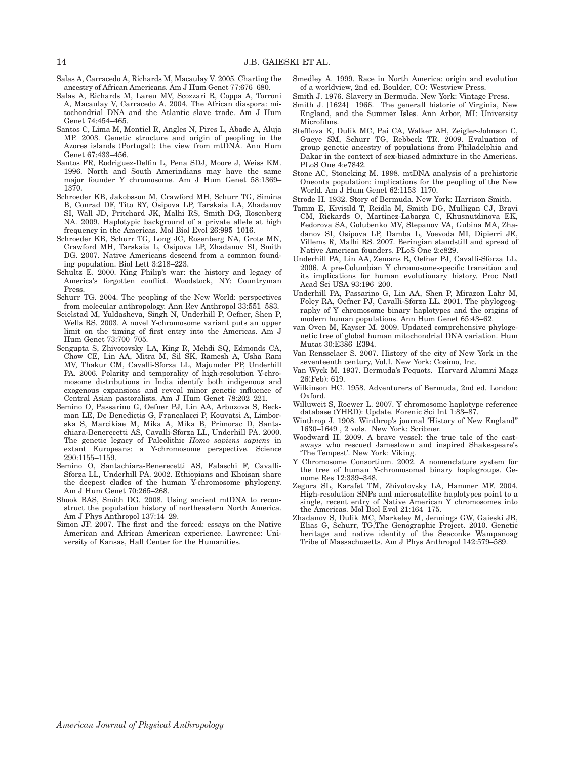Salas A, Carracedo A, Richards M, Macaulay V. 2005. Charting the ancestry of African Americans. Am J Hum Genet 77:676–680.

Salas A, Richards M, Lareu MV, Scozzari R, Coppa A, Torroni A, Macaulay V, Carracedo A. 2004. The African diaspora: mitochondrial DNA and the Atlantic slave trade. Am J Hum Genet 74:454–465.

Santos C, Lima M, Montiel R, Angles N, Pires L, Abade A, Aluja MP. 2003. Genetic structure and origin of peopling in the Azores islands (Portugal): the view from mtDNA. Ann Hum Genet 67:433–456.

Santos FR, Rodriguez-Delfin L, Pena SDJ, Moore J, Weiss KM. 1996. North and South Amerindians may have the same major founder Y chromosome. Am J Hum Genet 58:1369–1370.

Schroeder KB, Jakobsson M, Crawford MH, Schurr TG, Simina B, Conrad DF, Tito RY, Osipova LP, Tarskaia LA, Zhadanov SI, Wall JD, Pritchard JK, Malhi RS, Smith DG, Rosenberg NA. 2009. Haplotypic background of a private allele at high frequency in the Americas. Mol Biol Evol 26:995–1016.

Schroeder KB, Schurr TG, Long JC, Rosenberg NA, Grote MN, Crawford MH, Tarskaia L, Osipova LP, Zhadanov SI, Smith DG. 2007. Native Americans descend from a common founding population. Biol Lett 3:218–223.

Schultz E. 2000. King Philip's war: the history and legacy of America's forgotten conflict. Woodstock, NY: Countryman Press.

Schurr TG. 2004. The peopling of the New World: perspectives from molecular anthropology. Ann Rev Anthropol 33:551–583.

Seielstad M, Yuldasheva, Singh N, Underhill P, Oefner, Shen P, Wells RS. 2003. A novel Y-chromosome variant puts an upper limit on the timing of first entry into the Americas. Am J Hum Genet 73:700–705.

Sengupta S, Zhivotovsky LA, King R, Mehdi SQ, Edmonds CA, Chow CE, Lin AA, Mitra M, Sil SK, Ramesh A, Usha Rani MV, Thakur CM, Cavalli-Sforza LL, Majumder PP, Underhill PA. 2006. Polarity and temporality of high-resolution Y-chromosome distributions in India identify both indigenous and exogenous expansions and reveal minor genetic influence of Central Asian pastoralists. Am J Hum Genet 78:202–221.

Semino O, Passarino G, Oefner PJ, Lin AA, Arbuzova S, Beckman LE, De Benedictis G, Francalacci P, Kouvatsi A, Limborska S, Marcikiae M, Mika A, Mika B, Primorac D, Santachiara-Benerecetti AS, Cavalli-Sforza LL, Underhill PA. 2000. The genetic legacy of Paleolithic *Homo sapiens sapiens* in extant Europeans: a Y-chromosome perspective. Science 290:1155–1159.

Semino O, Santachiara-Benerecetti AS, Falaschi F, Cavalli-Sforza LL, Underhill PA. 2002. Ethiopians and Khoisan share the deepest clades of the human Y-chromosome phylogeny. Am J Hum Genet 70:265–268.

Shook BAS, Smith DG. 2008. Using ancient mtDNA to reconstruct the population history of northeastern North America. Am J Phys Anthropol 137:14–29.

Simon JF. 2007. The first and the forced: essays on the Native American and African American experience. Lawrence: University of Kansas, Hall Center for the Humanities.

Smedley A. 1999. Race in North America: origin and evolution of a worldview, 2nd ed. Boulder, CO: Westview Press.

Smith J. 1976. Slavery in Bermuda. New York: Vintage Press.

Smith J. [1624] 1966. The generall historie of Virginia, New England, and the Summer Isles. Ann Arbor, MI: University Microfilms.

Stefflova K, Dulik MC, Pai CA, Walker AH, Zeigler-Johnson C, Gueye SM, Schurr TG, Rebbeck TR. 2009. Evaluation of group genetic ancestry of populations from Philadelphia and Dakar in the context of sex-biased admixture in the Americas. PLoS One 4:e7842.

Stone AC, Stoneking M. 1998. mtDNA analysis of a prehistoric Oneonta population: implications for the peopling of the New World. Am J Hum Genet 62:1153–1170.

Strode H. 1932. Story of Bermuda. New York: Harrison Smith.

Tamm E, Kivisild T, Reidla M, Smith DG, Mulligan CJ, Bravi CM, Rickards O, Martinez-Labarga C, Khusnutdinova EK, Fedorova SA, Golubenko MV, Stepanov VA, Gubina MA, Zhadanov SI, Osipova LP, Damba L, Voevoda MI, Dipierri JE, Villems R, Malhi RS. 2007. Beringian standstill and spread of Native American founders. PLoS One 2:e829.

Underhill PA, Lin AA, Zemans R, Oefner PJ, Cavalli-Sforza LL. 2006. A pre-Columbian Y chromosome-specific transition and its implications for human evolutionary history. Proc Natl Acad Sci USA 93:196–200.

Underhill PA, Passarino G, Lin AA, Shen P, Mirazon Lahr M, Foley RA, Oefner PJ, Cavalli-Sforza LL. 2001. The phylogeography of Y chromosome binary haplotypes and the origins of modern human populations. Ann Hum Genet 65:43–62.

van Oven M, Kayser M. 2009. Updated comprehensive phylogenetic tree of global human mitochondrial DNA variation. Hum Mutat 30:E386–E394.

Van Rensselaer S. 2007. History of the city of New York in the seventeenth century, Vol.I. New York: Cosimo, Inc.

Van Wyck M. 1937. Bermuda's Pequots. Harvard Alumni Magz 26(Feb): 619.

Wilkinson HC. 1958. Adventurers of Bermuda, 2nd ed. London: Oxford.

Willuweit S, Roewer L. 2007. Y chromosome haplotype reference database (YHRD): Update. Forenic Sci Int 1:83–87.

Winthrop J. 1908. Winthrop's journal 'History of New England" 1630–1649 , 2 vols. New York: Scribner.

Woodward H. 2009. A brave vessel: the true tale of the castaways who rescued Jamestown and inspired Shakespeare's 'The Tempest'. New York: Viking.

Y Chromosome Consortium. 2002. A nomenclature system for the tree of human Y-chromosomal binary haplogroups. Genome Res 12:339–348.

Zegura SL, Karafet TM, Zhivotovsky LA, Hammer MF. 2004. High-resolution SNPs and microsatellite haplotypes point to a single, recent entry of Native American Y chromosomes into the Americas. Mol Biol Evol 21:164–175.

Zhadanov S, Dulik MC, Markeley M, Jennings GW, Gaieski JB, Elias G, Schurr, TG,The Genographic Project. 2010. Genetic heritage and native identity of the Seaconke Wampanoag Tribe of Massachusetts. Am J Phys Anthropol 142:579–589.